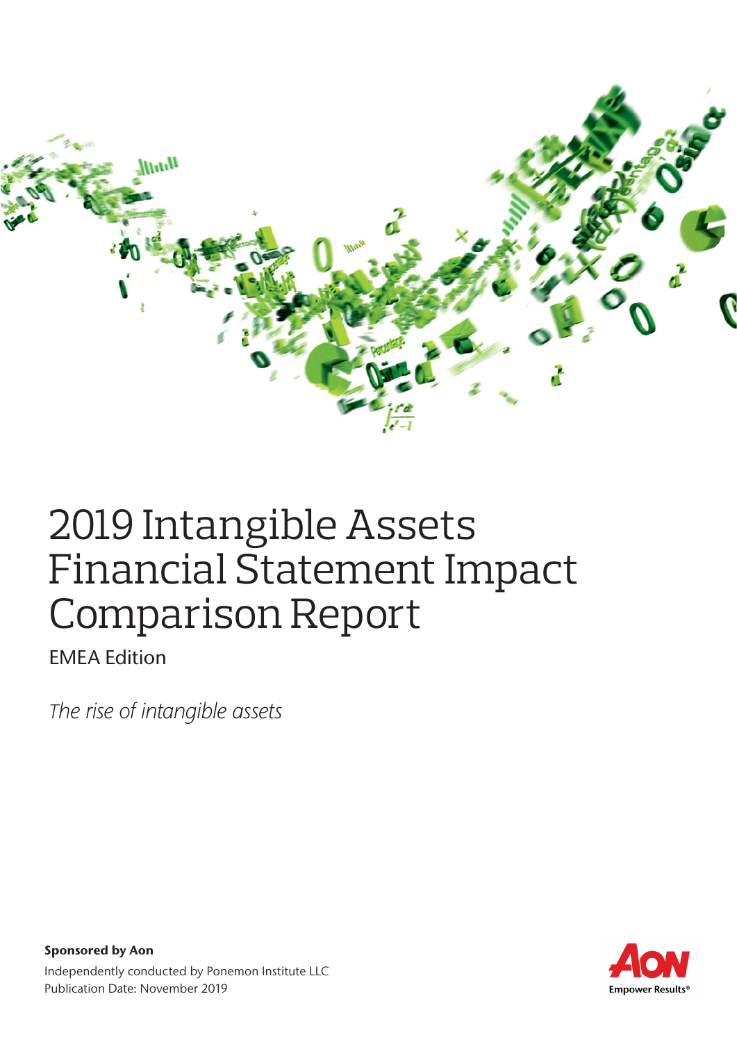# 2019 Intangible Assets Financial Statement Impact Comparison Report

EMEA Edition

*The rise of intangible assets*

**Sponsored by Aon**

Independently conducted by Ponemon Institute LLC

Publication Date: November 2019

Aon

Empower Results®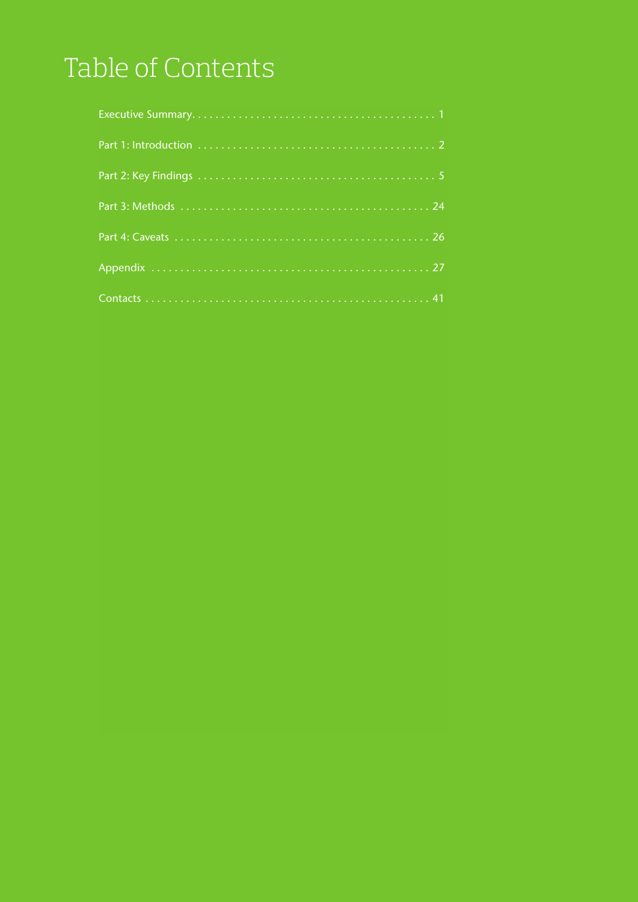# Table of Contents

| | |
|---|---|
| Executive Summary | 1 |
| Part 1: Introduction | 2 |
| Part 2: Key Findings | 5 |
| Part 3: Methods | 24 |
| Part 4: Caveats | 26 |
| Appendix | 27 |
| Contacts | 41 |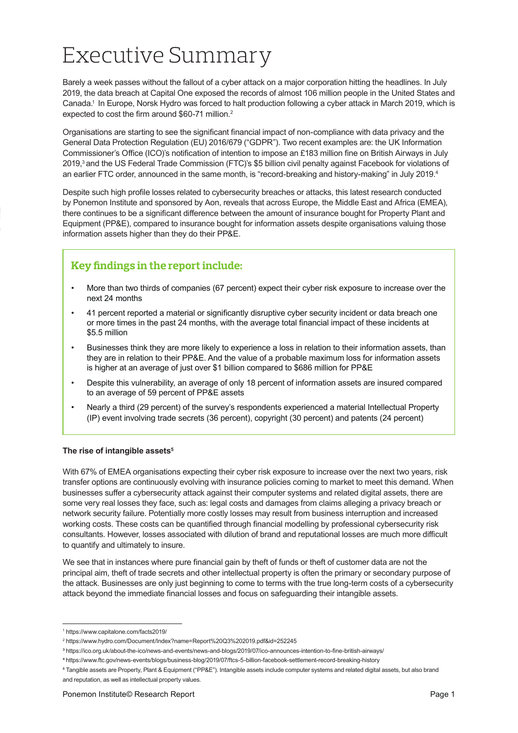# Executive Summary

Barely a week passes without the fallout of a cyber attack on a major corporation hitting the headlines. In July 2019, the data breach at Capital One exposed the records of almost 106 million people in the United States and Canada.[1] In Europe, Norsk Hydro was forced to halt production following a cyber attack in March 2019, which is expected to cost the firm around $60-71 million.[2]

Organisations are starting to see the significant financial impact of non-compliance with data privacy and the General Data Protection Regulation (EU) 2016/679 ("GDPR"). Two recent examples are: the UK Information Commissioner's Office (ICO)'s notification of intention to impose an £183 million fine on British Airways in July 2019,[3] and the US Federal Trade Commission (FTC)'s $5 billion civil penalty against Facebook for violations of an earlier FTC order, announced in the same month, is "record-breaking and history-making" in July 2019.[4]

Despite such high profile losses related to cybersecurity breaches or attacks, this latest research conducted by Ponemon Institute and sponsored by Aon, reveals that across Europe, the Middle East and Africa (EMEA), there continues to be a significant difference between the amount of insurance bought for Property Plant and Equipment (PP&E), compared to insurance bought for information assets despite organisations valuing those information assets higher than they do their PP&E.

## Key findings in the report include:

- More than two thirds of companies (67 percent) expect their cyber risk exposure to increase over the next 24 months
- 41 percent reported a material or significantly disruptive cyber security incident or data breach one or more times in the past 24 months, with the average total financial impact of these incidents at $5.5 million
- Businesses think they are more likely to experience a loss in relation to their information assets, than they are in relation to their PP&E. And the value of a probable maximum loss for information assets is higher at an average of just over $1 billion compared to $686 million for PP&E
- Despite this vulnerability, an average of only 18 percent of information assets are insured compared to an average of 59 percent of PP&E assets
- Nearly a third (29 percent) of the survey's respondents experienced a material Intellectual Property (IP) event involving trade secrets (36 percent), copyright (30 percent) and patents (24 percent)

**The rise of intangible assets[5]**

With 67% of EMEA organisations expecting their cyber risk exposure to increase over the next two years, risk transfer options are continuously evolving with insurance policies coming to market to meet this demand. When businesses suffer a cybersecurity attack against their computer systems and related digital assets, there are some very real losses they face, such as: legal costs and damages from claims alleging a privacy breach or network security failure. Potentially more costly losses may result from business interruption and increased working costs. These costs can be quantified through financial modelling by professional cybersecurity risk consultants. However, losses associated with dilution of brand and reputational losses are much more difficult to quantify and ultimately to insure.

We see that in instances where pure financial gain by theft of funds or theft of customer data are not the principal aim, theft of trade secrets and other intellectual property is often the primary or secondary purpose of the attack. Businesses are only just beginning to come to terms with the true long-term costs of a cybersecurity attack beyond the immediate financial losses and focus on safeguarding their intangible assets.

---

[1] https://www.capitalone.com/facts2019/

[2] https://www.hydro.com/Document/Index?name=Report%20Q3%202019.pdf&id=252245

[3] https://ico.org.uk/about-the-ico/news-and-events/news-and-blogs/2019/07/ico-announces-intention-to-fine-british-airways/

[4] https://www.ftc.gov/news-events/blogs/business-blog/2019/07/ftcs-5-billion-facebook-settlement-record-breaking-history

[5] Tangible assets are Property, Plant & Equipment ("PP&E"). Intangible assets include computer systems and related digital assets, but also brand and reputation, as well as intellectual property values.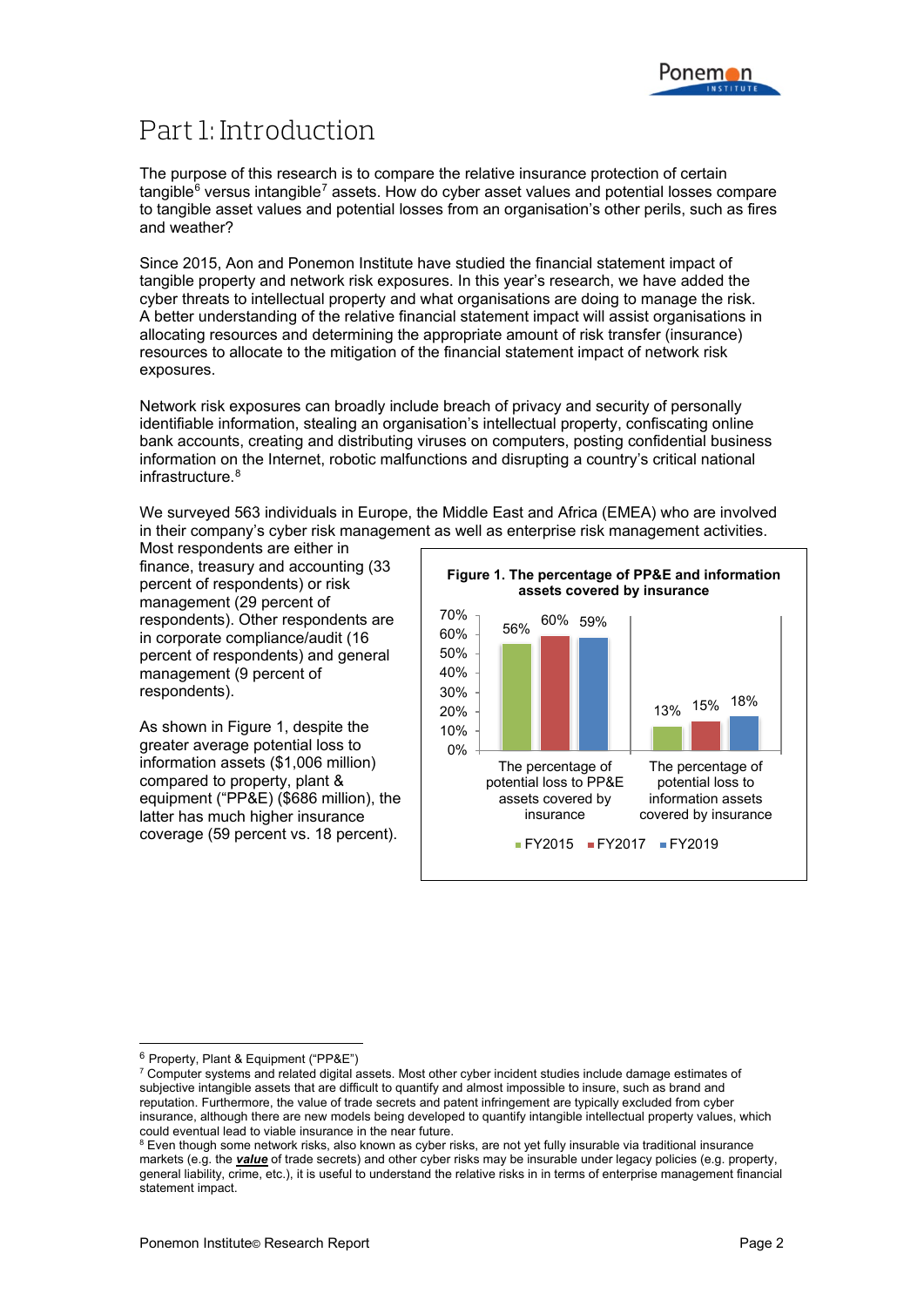# Part 1: Introduction

The purpose of this research is to compare the relative insurance protection of certain tangible[6] versus intangible[7] assets. How do cyber asset values and potential losses compare to tangible asset values and potential losses from an organisation's other perils, such as fires and weather?

Since 2015, Aon and Ponemon Institute have studied the financial statement impact of tangible property and network risk exposures. In this year's research, we have added the cyber threats to intellectual property and what organisations are doing to manage the risk. A better understanding of the relative financial statement impact will assist organisations in allocating resources and determining the appropriate amount of risk transfer (insurance) resources to allocate to the mitigation of the financial statement impact of network risk exposures.

Network risk exposures can broadly include breach of privacy and security of personally identifiable information, stealing an organisation's intellectual property, confiscating online bank accounts, creating and distributing viruses on computers, posting confidential business information on the Internet, robotic malfunctions and disrupting a country's critical national infrastructure.[8]

We surveyed 563 individuals in Europe, the Middle East and Africa (EMEA) who are involved in their company's cyber risk management as well as enterprise risk management activities. Most respondents are either in finance, treasury and accounting (33 percent of respondents) or risk management (29 percent of respondents). Other respondents are in corporate compliance/audit (16 percent of respondents) and general management (9 percent of respondents).

As shown in Figure 1, despite the greater average potential loss to information assets ($1,006 million) compared to property, plant & equipment ("PP&E) ($686 million), the latter has much higher insurance coverage (59 percent vs. 18 percent).

**Figure 1. The percentage of PP&E and information assets covered by insurance**

| | FY2015 | FY2017 | FY2019 |
|---|---|---|---|
| The percentage of potential loss to PP&E assets covered by insurance | 56% | 60% | 59% |
| The percentage of potential loss to information assets covered by insurance | 13% | 15% | 18% |

---

[6] Property, Plant & Equipment ("PP&E")

[7] Computer systems and related digital assets. Most other cyber incident studies include damage estimates of subjective intangible assets that are difficult to quantify and almost impossible to insure, such as brand and reputation. Furthermore, the value of trade secrets and patent infringement are typically excluded from cyber insurance, although there are new models being developed to quantify intangible intellectual property values, which could eventual lead to viable insurance in the near future.

[8] Even though some network risks, also known as cyber risks, are not yet fully insurable via traditional insurance markets (e.g. the ***value*** of trade secrets) and other cyber risks may be insurable under legacy policies (e.g. property, general liability, crime, etc.), it is useful to understand the relative risks in in terms of enterprise management financial statement impact.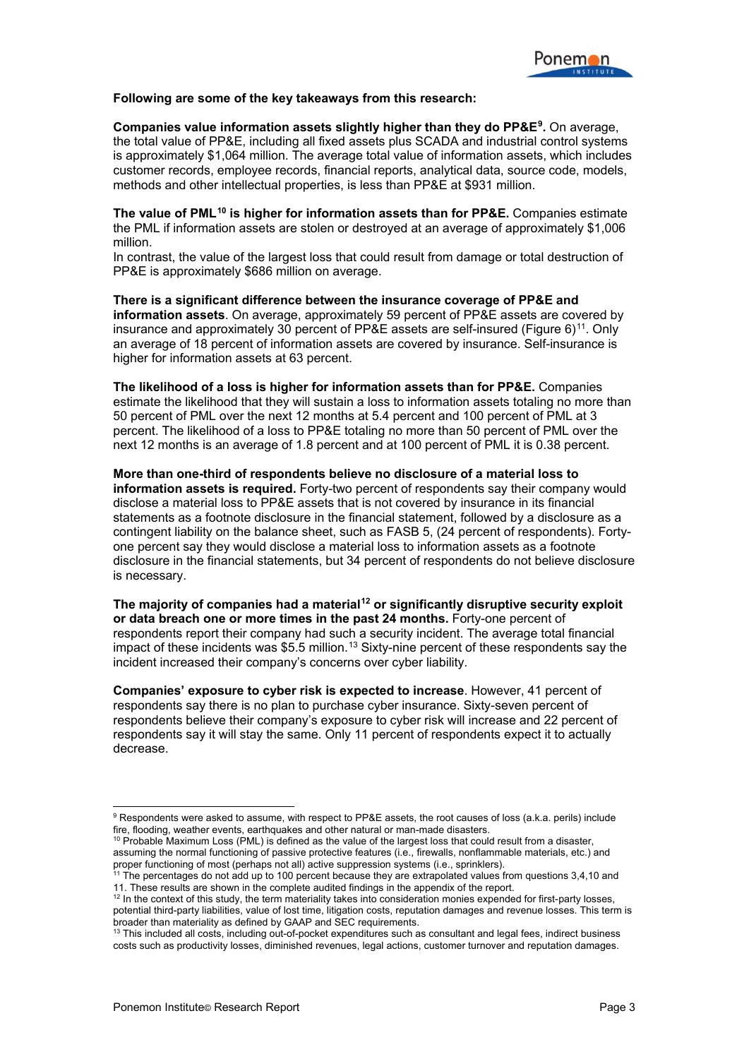**Following are some of the key takeaways from this research:**

**Companies value information assets slightly higher than they do PP&E[9].** On average, the total value of PP&E, including all fixed assets plus SCADA and industrial control systems is approximately $1,064 million. The average total value of information assets, which includes customer records, employee records, financial reports, analytical data, source code, models, methods and other intellectual properties, is less than PP&E at $931 million.

**The value of PML[10] is higher for information assets than for PP&E.** Companies estimate the PML if information assets are stolen or destroyed at an average of approximately $1,006 million.
In contrast, the value of the largest loss that could result from damage or total destruction of PP&E is approximately $686 million on average.

**There is a significant difference between the insurance coverage of PP&E and information assets**. On average, approximately 59 percent of PP&E assets are covered by insurance and approximately 30 percent of PP&E assets are self-insured (Figure 6)[11]. Only an average of 18 percent of information assets are covered by insurance. Self-insurance is higher for information assets at 63 percent.

**The likelihood of a loss is higher for information assets than for PP&E.** Companies estimate the likelihood that they will sustain a loss to information assets totaling no more than 50 percent of PML over the next 12 months at 5.4 percent and 100 percent of PML at 3 percent. The likelihood of a loss to PP&E totaling no more than 50 percent of PML over the next 12 months is an average of 1.8 percent and at 100 percent of PML it is 0.38 percent.

**More than one-third of respondents believe no disclosure of a material loss to information assets is required.** Forty-two percent of respondents say their company would disclose a material loss to PP&E assets that is not covered by insurance in its financial statements as a footnote disclosure in the financial statement, followed by a disclosure as a contingent liability on the balance sheet, such as FASB 5, (24 percent of respondents). Forty-one percent say they would disclose a material loss to information assets as a footnote disclosure in the financial statements, but 34 percent of respondents do not believe disclosure is necessary.

**The majority of companies had a material[12] or significantly disruptive security exploit or data breach one or more times in the past 24 months.** Forty-one percent of respondents report their company had such a security incident. The average total financial impact of these incidents was $5.5 million.[13] Sixty-nine percent of these respondents say the incident increased their company's concerns over cyber liability.

**Companies' exposure to cyber risk is expected to increase**. However, 41 percent of respondents say there is no plan to purchase cyber insurance. Sixty-seven percent of respondents believe their company's exposure to cyber risk will increase and 22 percent of respondents say it will stay the same. Only 11 percent of respondents expect it to actually decrease.

---

[9] Respondents were asked to assume, with respect to PP&E assets, the root causes of loss (a.k.a. perils) include fire, flooding, weather events, earthquakes and other natural or man-made disasters.

[10] Probable Maximum Loss (PML) is defined as the value of the largest loss that could result from a disaster, assuming the normal functioning of passive protective features (i.e., firewalls, nonflammable materials, etc.) and proper functioning of most (perhaps not all) active suppression systems (i.e., sprinklers).

[11] The percentages do not add up to 100 percent because they are extrapolated values from questions 3,4,10 and 11. These results are shown in the complete audited findings in the appendix of the report.

[12] In the context of this study, the term materiality takes into consideration monies expended for first-party losses, potential third-party liabilities, value of lost time, litigation costs, reputation damages and revenue losses. This term is broader than materiality as defined by GAAP and SEC requirements.

[13] This included all costs, including out-of-pocket expenditures such as consultant and legal fees, indirect business costs such as productivity losses, diminished revenues, legal actions, customer turnover and reputation damages.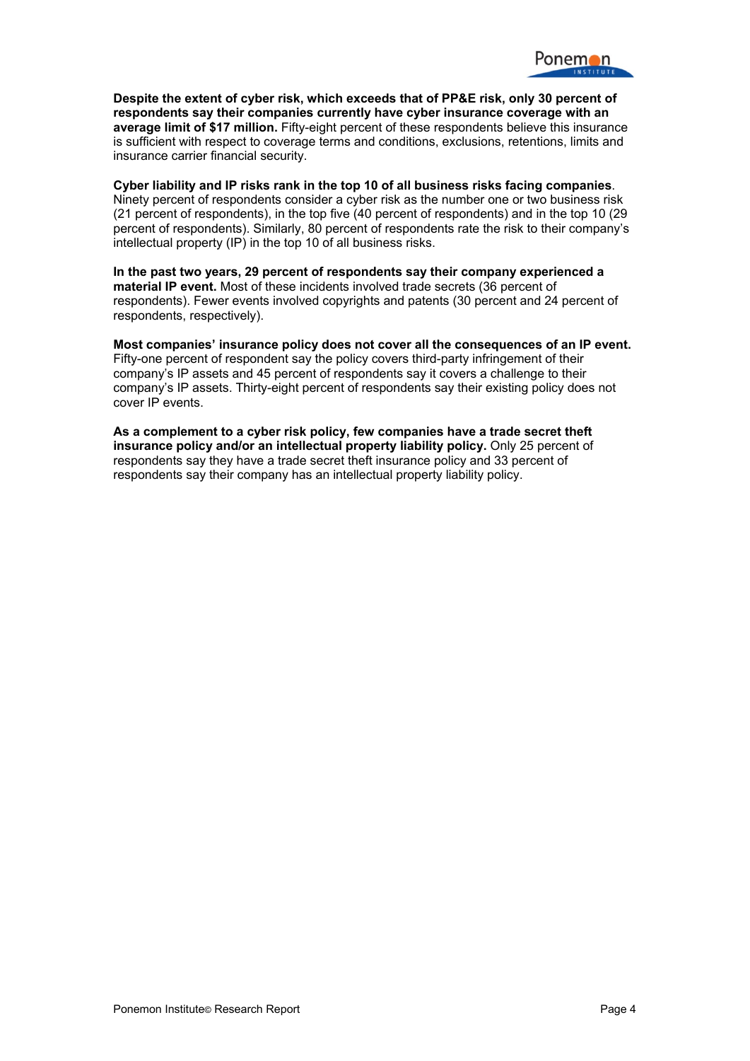**Despite the extent of cyber risk, which exceeds that of PP&E risk, only 30 percent of respondents say their companies currently have cyber insurance coverage with an average limit of $17 million.** Fifty-eight percent of these respondents believe this insurance is sufficient with respect to coverage terms and conditions, exclusions, retentions, limits and insurance carrier financial security.

**Cyber liability and IP risks rank in the top 10 of all business risks facing companies**. Ninety percent of respondents consider a cyber risk as the number one or two business risk (21 percent of respondents), in the top five (40 percent of respondents) and in the top 10 (29 percent of respondents). Similarly, 80 percent of respondents rate the risk to their company's intellectual property (IP) in the top 10 of all business risks.

**In the past two years, 29 percent of respondents say their company experienced a material IP event.** Most of these incidents involved trade secrets (36 percent of respondents). Fewer events involved copyrights and patents (30 percent and 24 percent of respondents, respectively).

**Most companies' insurance policy does not cover all the consequences of an IP event.** Fifty-one percent of respondent say the policy covers third-party infringement of their company's IP assets and 45 percent of respondents say it covers a challenge to their company's IP assets. Thirty-eight percent of respondents say their existing policy does not cover IP events.

**As a complement to a cyber risk policy, few companies have a trade secret theft insurance policy and/or an intellectual property liability policy.** Only 25 percent of respondents say they have a trade secret theft insurance policy and 33 percent of respondents say their company has an intellectual property liability policy.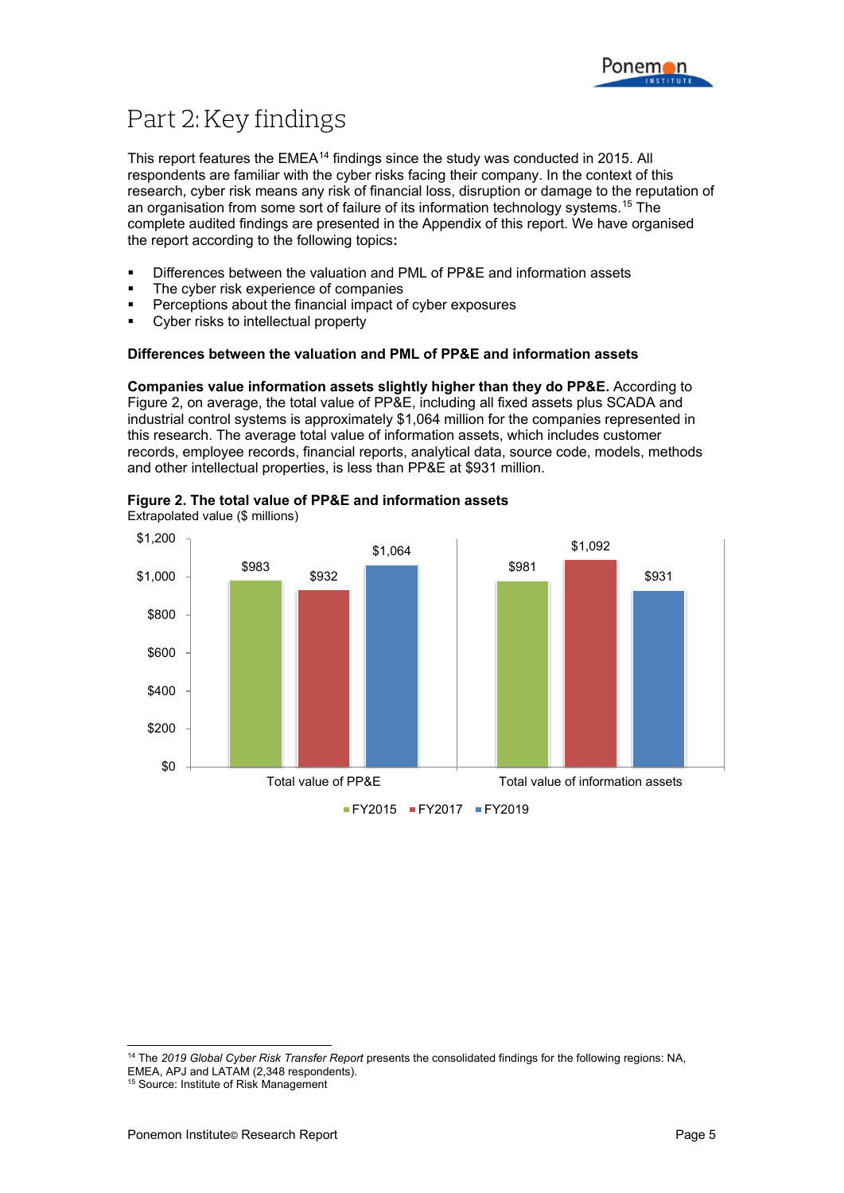# Part 2: Key findings

This report features the EMEA[14] findings since the study was conducted in 2015. All respondents are familiar with the cyber risks facing their company. In the context of this research, cyber risk means any risk of financial loss, disruption or damage to the reputation of an organisation from some sort of failure of its information technology systems.[15] The complete audited findings are presented in the Appendix of this report. We have organised the report according to the following topics:

- Differences between the valuation and PML of PP&E and information assets
- The cyber risk experience of companies
- Perceptions about the financial impact of cyber exposures
- Cyber risks to intellectual property

**Differences between the valuation and PML of PP&E and information assets**

**Companies value information assets slightly higher than they do PP&E.** According to Figure 2, on average, the total value of PP&E, including all fixed assets plus SCADA and industrial control systems is approximately $1,064 million for the companies represented in this research. The average total value of information assets, which includes customer records, employee records, financial reports, analytical data, source code, models, methods and other intellectual properties, is less than PP&E at $931 million.

**Figure 2. The total value of PP&E and information assets**
Extrapolated value ($ millions)

| | FY2015 | FY2017 | FY2019 |
|---|---|---|---|
| Total value of PP&E | $983 | $932 | $1,064 |
| Total value of information assets | $981 | $1,092 | $931 |

[14] The *2019 Global Cyber Risk Transfer Report* presents the consolidated findings for the following regions: NA, EMEA, APJ and LATAM (2,348 respondents).
[15] Source: Institute of Risk Management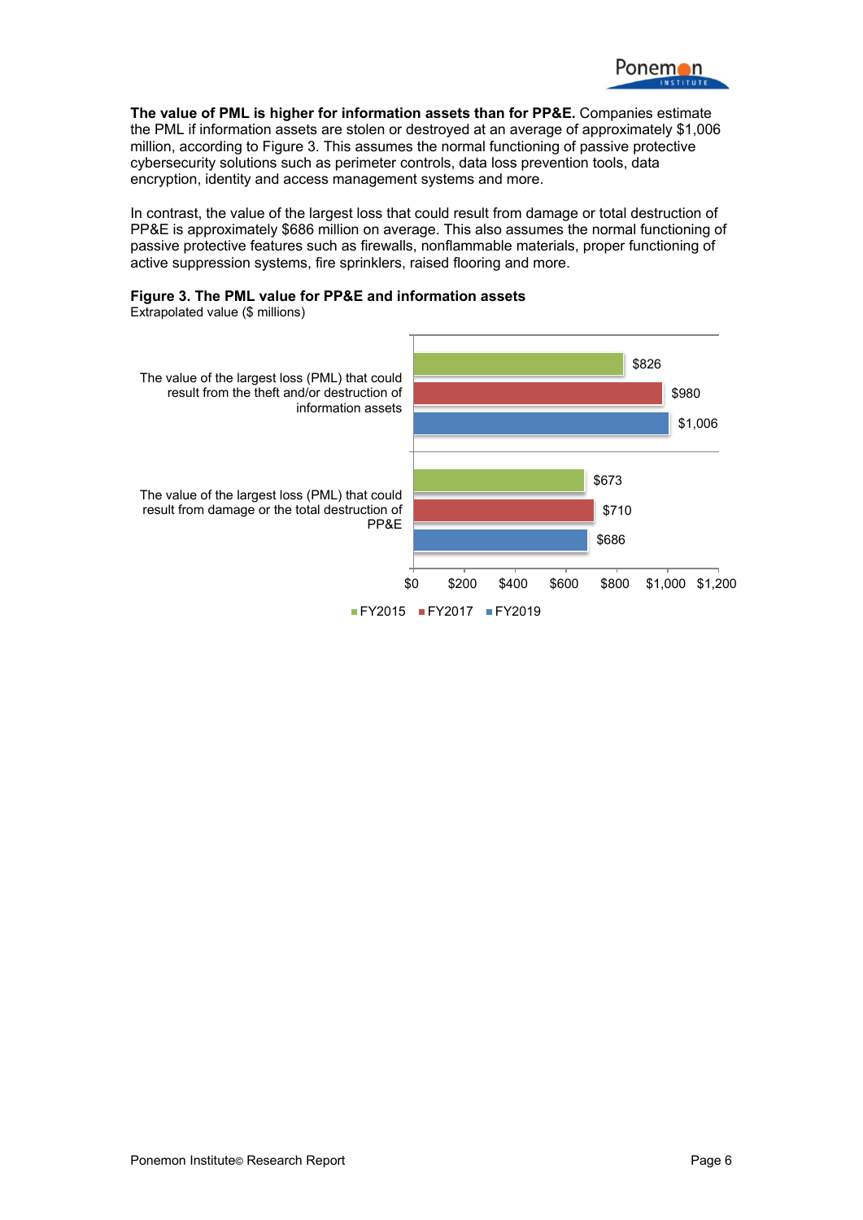**The value of PML is higher for information assets than for PP&E.** Companies estimate the PML if information assets are stolen or destroyed at an average of approximately $1,006 million, according to Figure 3. This assumes the normal functioning of passive protective cybersecurity solutions such as perimeter controls, data loss prevention tools, data encryption, identity and access management systems and more.

In contrast, the value of the largest loss that could result from damage or total destruction of PP&E is approximately $686 million on average. This also assumes the normal functioning of passive protective features such as firewalls, nonflammable materials, proper functioning of active suppression systems, fire sprinklers, raised flooring and more.

**Figure 3. The PML value for PP&E and information assets**
Extrapolated value ($ millions)

| | FY2015 | FY2017 | FY2019 |
|---|---|---|---|
| The value of the largest loss (PML) that could result from the theft and/or destruction of information assets | $826 | $980 | $1,006 |
| The value of the largest loss (PML) that could result from damage or the total destruction of PP&E | $673 | $710 | $686 |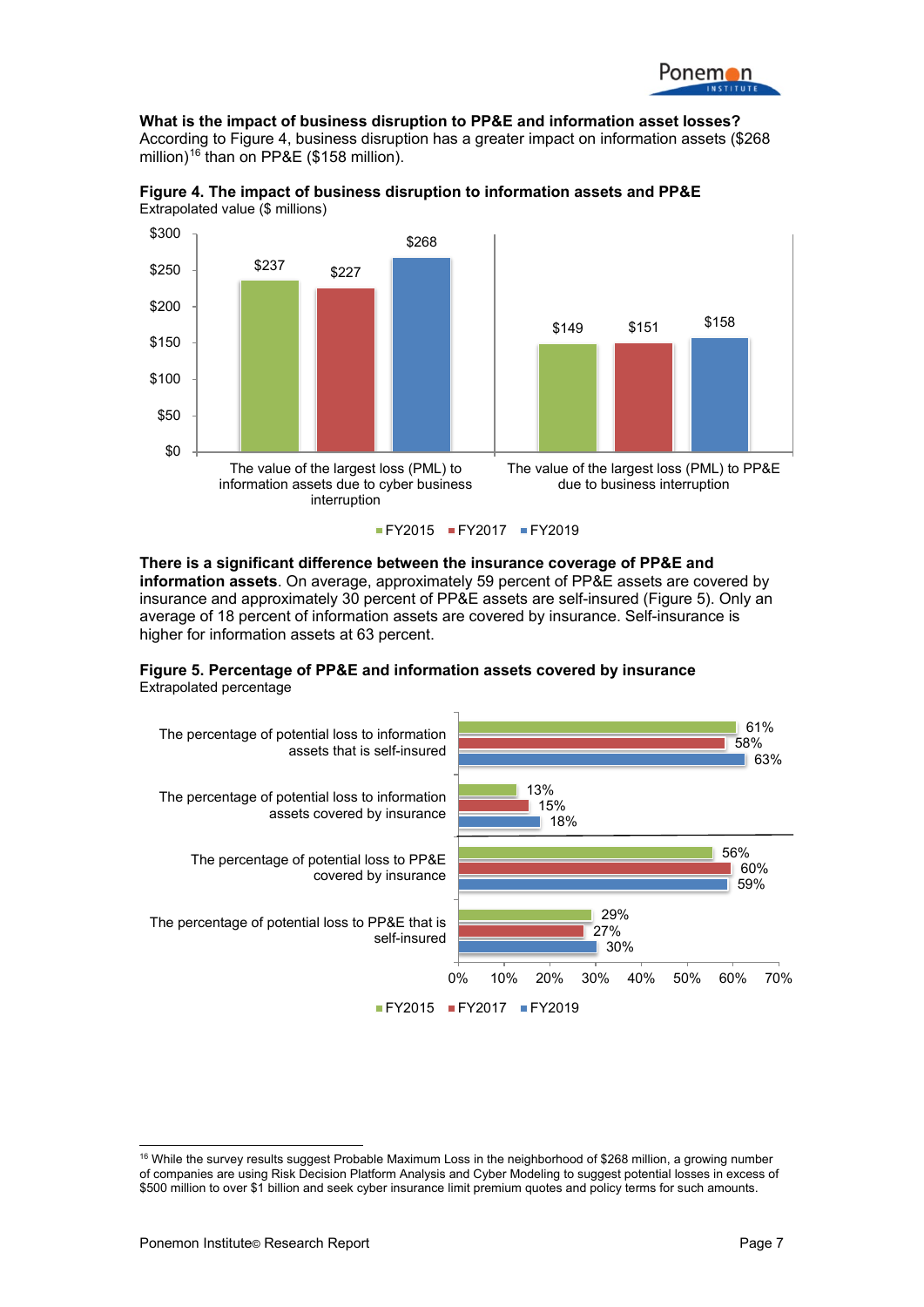**What is the impact of business disruption to PP&E and information asset losses?** According to Figure 4, business disruption has a greater impact on information assets ($268 million)[16] than on PP&E ($158 million).

**Figure 4. The impact of business disruption to information assets and PP&E**
Extrapolated value ($ millions)

| | FY2015 | FY2017 | FY2019 |
|---|---|---|---|
| The value of the largest loss (PML) to information assets due to cyber business interruption | $237 | $227 | $268 |
| The value of the largest loss (PML) to PP&E due to business interruption | $149 | $151 | $158 |

**There is a significant difference between the insurance coverage of PP&E and information assets**. On average, approximately 59 percent of PP&E assets are covered by insurance and approximately 30 percent of PP&E assets are self-insured (Figure 5). Only an average of 18 percent of information assets are covered by insurance. Self-insurance is higher for information assets at 63 percent.

**Figure 5. Percentage of PP&E and information assets covered by insurance**
Extrapolated percentage

| | FY2015 | FY2017 | FY2019 |
|---|---|---|---|
| The percentage of potential loss to information assets that is self-insured | 61% | 58% | 63% |
| The percentage of potential loss to information assets covered by insurance | 13% | 15% | 18% |
| The percentage of potential loss to PP&E covered by insurance | 56% | 60% | 59% |
| The percentage of potential loss to PP&E that is self-insured | 29% | 27% | 30% |

[16] While the survey results suggest Probable Maximum Loss in the neighborhood of $268 million, a growing number of companies are using Risk Decision Platform Analysis and Cyber Modeling to suggest potential losses in excess of $500 million to over $1 billion and seek cyber insurance limit premium quotes and policy terms for such amounts.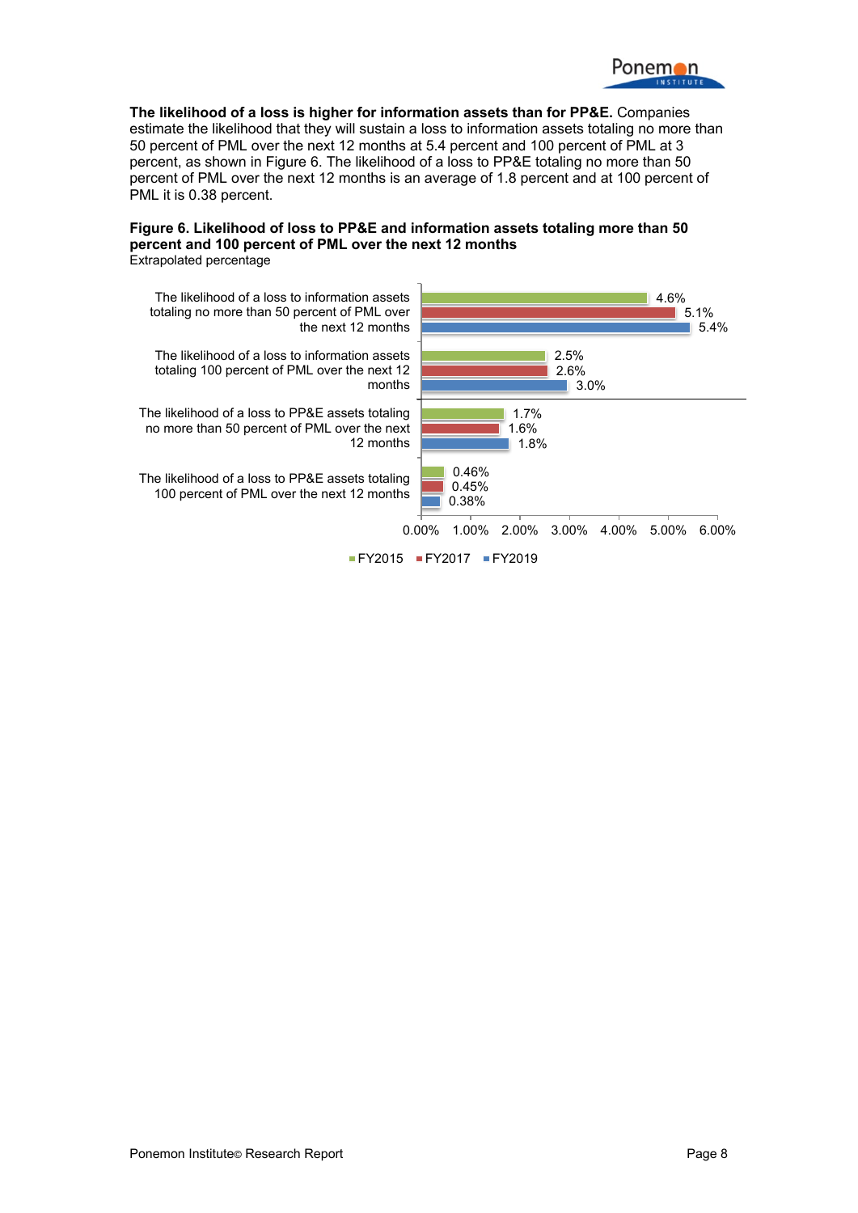**The likelihood of a loss is higher for information assets than for PP&E.** Companies estimate the likelihood that they will sustain a loss to information assets totaling no more than 50 percent of PML over the next 12 months at 5.4 percent and 100 percent of PML at 3 percent, as shown in Figure 6. The likelihood of a loss to PP&E totaling no more than 50 percent of PML over the next 12 months is an average of 1.8 percent and at 100 percent of PML it is 0.38 percent.

**Figure 6. Likelihood of loss to PP&E and information assets totaling more than 50 percent and 100 percent of PML over the next 12 months**
Extrapolated percentage

| | FY2015 | FY2017 | FY2019 |
|---|---|---|---|
| The likelihood of a loss to information assets totaling no more than 50 percent of PML over the next 12 months | 4.6% | 5.1% | 5.4% |
| The likelihood of a loss to information assets totaling 100 percent of PML over the next 12 months | 2.5% | 2.6% | 3.0% |
| The likelihood of a loss to PP&E assets totaling no more than 50 percent of PML over the next 12 months | 1.7% | 1.6% | 1.8% |
| The likelihood of a loss to PP&E assets totaling 100 percent of PML over the next 12 months | 0.46% | 0.45% | 0.38% |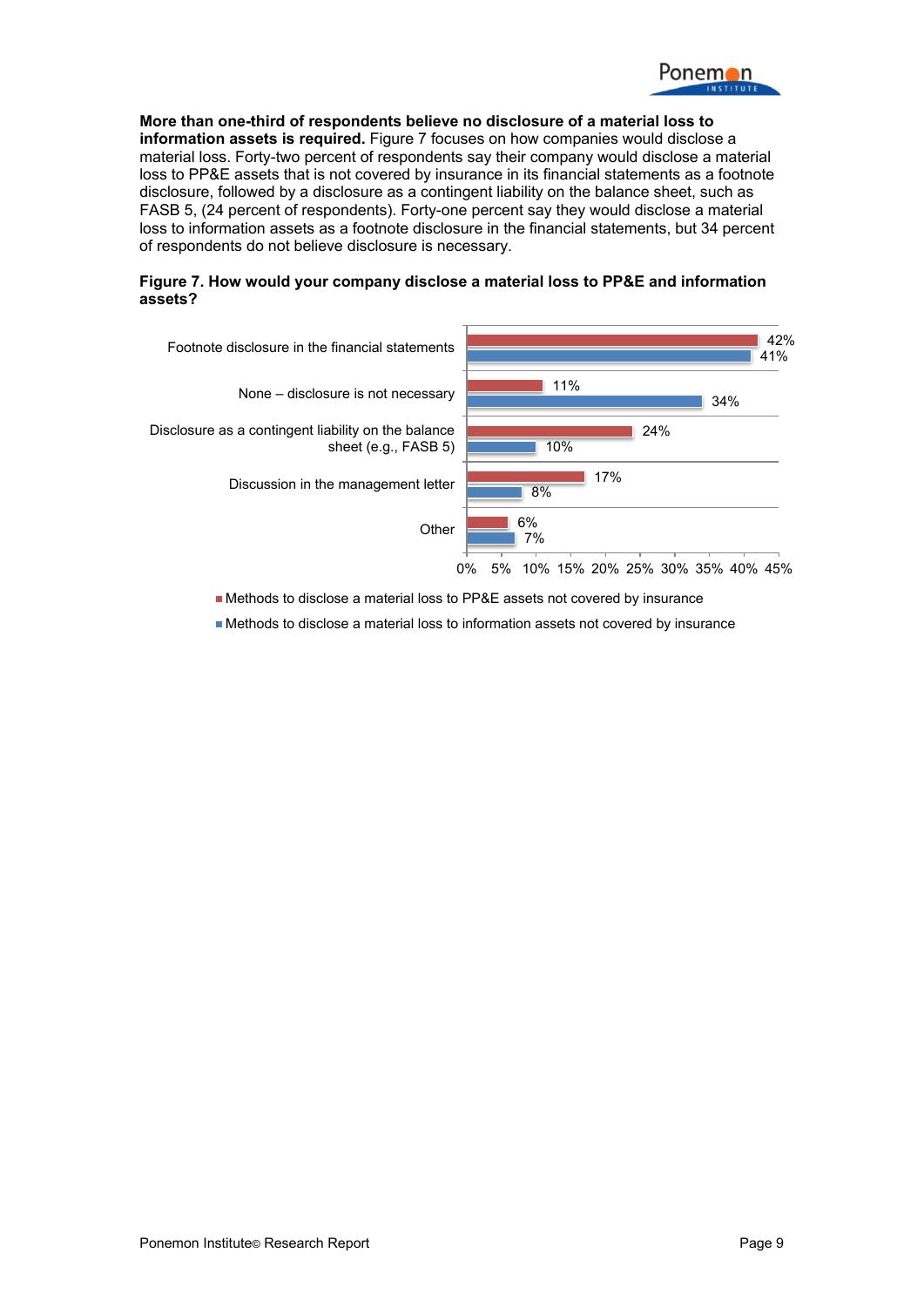**More than one-third of respondents believe no disclosure of a material loss to information assets is required.** Figure 7 focuses on how companies would disclose a material loss. Forty-two percent of respondents say their company would disclose a material loss to PP&E assets that is not covered by insurance in its financial statements as a footnote disclosure, followed by a disclosure as a contingent liability on the balance sheet, such as FASB 5, (24 percent of respondents). Forty-one percent say they would disclose a material loss to information assets as a footnote disclosure in the financial statements, but 34 percent of respondents do not believe disclosure is necessary.

**Figure 7. How would your company disclose a material loss to PP&E and information assets?**

| | Methods to disclose a material loss to PP&E assets not covered by insurance | Methods to disclose a material loss to information assets not covered by insurance |
|---|---|---|
| Footnote disclosure in the financial statements | 42% | 41% |
| None – disclosure is not necessary | 11% | 34% |
| Disclosure as a contingent liability on the balance sheet (e.g., FASB 5) | 24% | 10% |
| Discussion in the management letter | 17% | 8% |
| Other | 6% | 7% |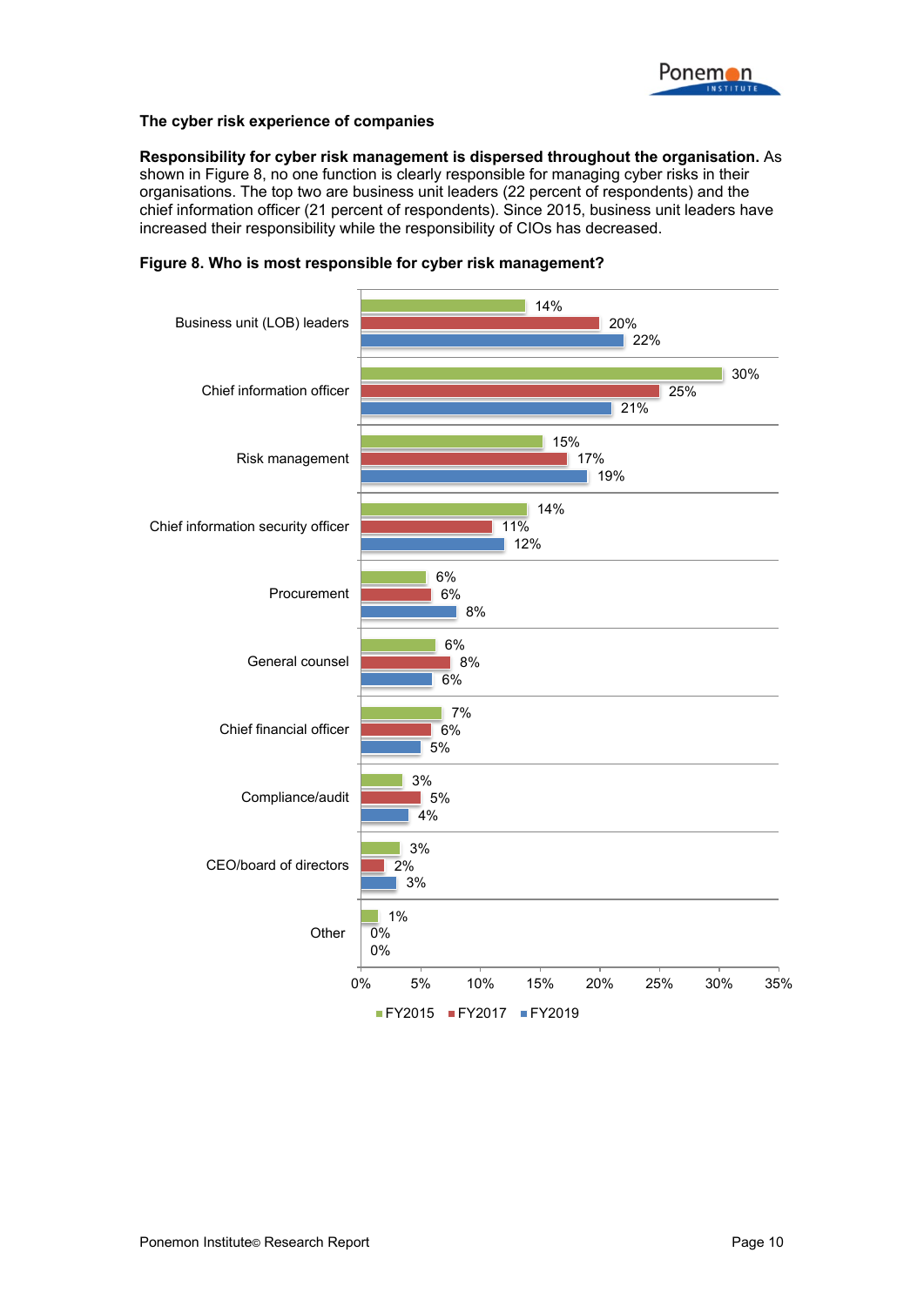**The cyber risk experience of companies**

**Responsibility for cyber risk management is dispersed throughout the organisation.** As shown in Figure 8, no one function is clearly responsible for managing cyber risks in their organisations. The top two are business unit leaders (22 percent of respondents) and the chief information officer (21 percent of respondents). Since 2015, business unit leaders have increased their responsibility while the responsibility of CIOs has decreased.

**Figure 8. Who is most responsible for cyber risk management?**

| | FY2015 | FY2017 | FY2019 |
|---|---|---|---|
| Business unit (LOB) leaders | 14% | 20% | 22% |
| Chief information officer | 30% | 25% | 21% |
| Risk management | 15% | 17% | 19% |
| Chief information security officer | 14% | 11% | 12% |
| Procurement | 6% | 6% | 8% |
| General counsel | 6% | 8% | 6% |
| Chief financial officer | 7% | 6% | 5% |
| Compliance/audit | 3% | 5% | 4% |
| CEO/board of directors | 3% | 2% | 3% |
| Other | 1% | 0% | 0% |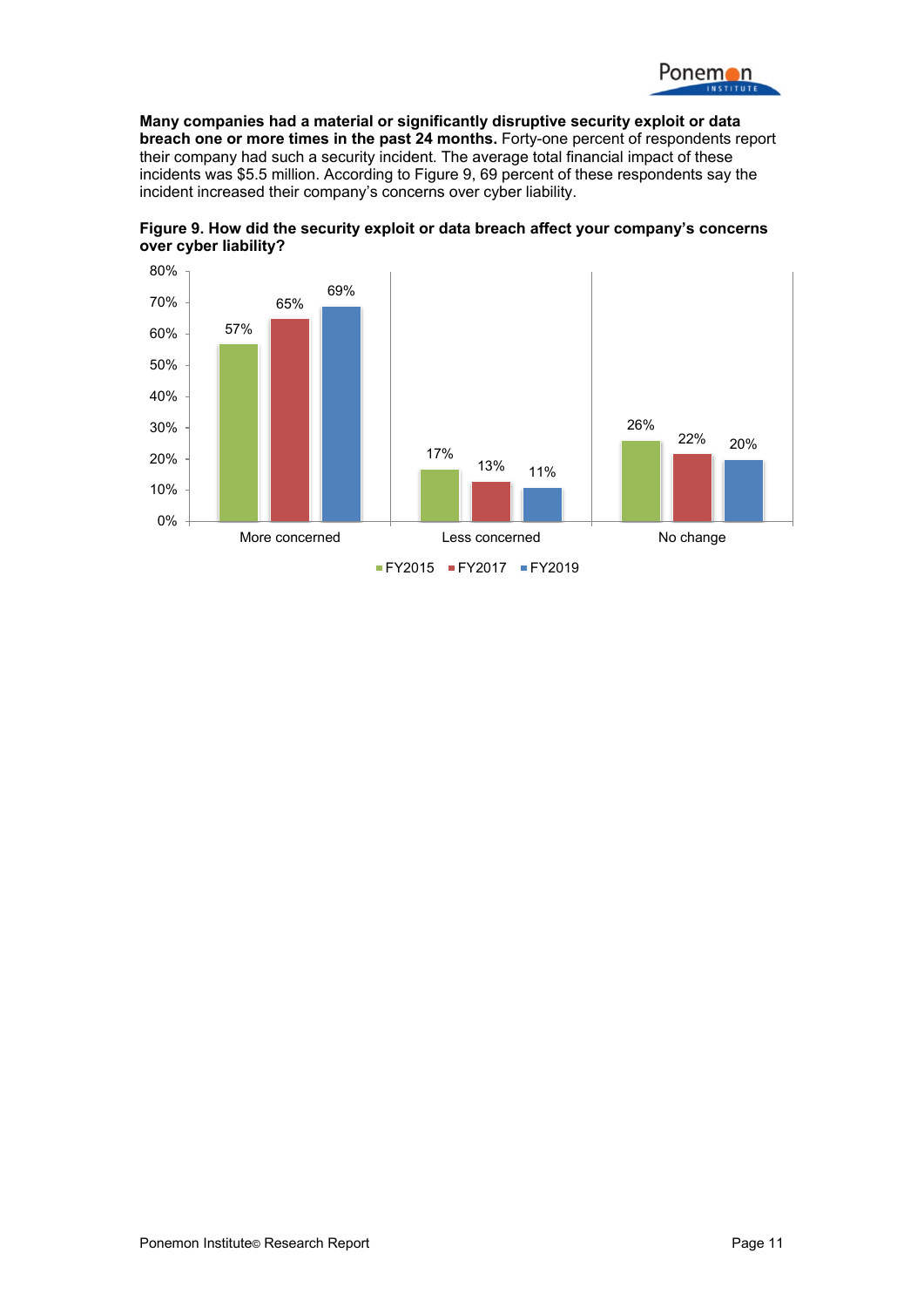**Many companies had a material or significantly disruptive security exploit or data breach one or more times in the past 24 months.** Forty-one percent of respondents report their company had such a security incident. The average total financial impact of these incidents was $5.5 million. According to Figure 9, 69 percent of these respondents say the incident increased their company's concerns over cyber liability.

**Figure 9. How did the security exploit or data breach affect your company's concerns over cyber liability?**

| | FY2015 | FY2017 | FY2019 |
|---|---|---|---|
| More concerned | 57% | 65% | 69% |
| Less concerned | 17% | 13% | 11% |
| No change | 26% | 22% | 20% |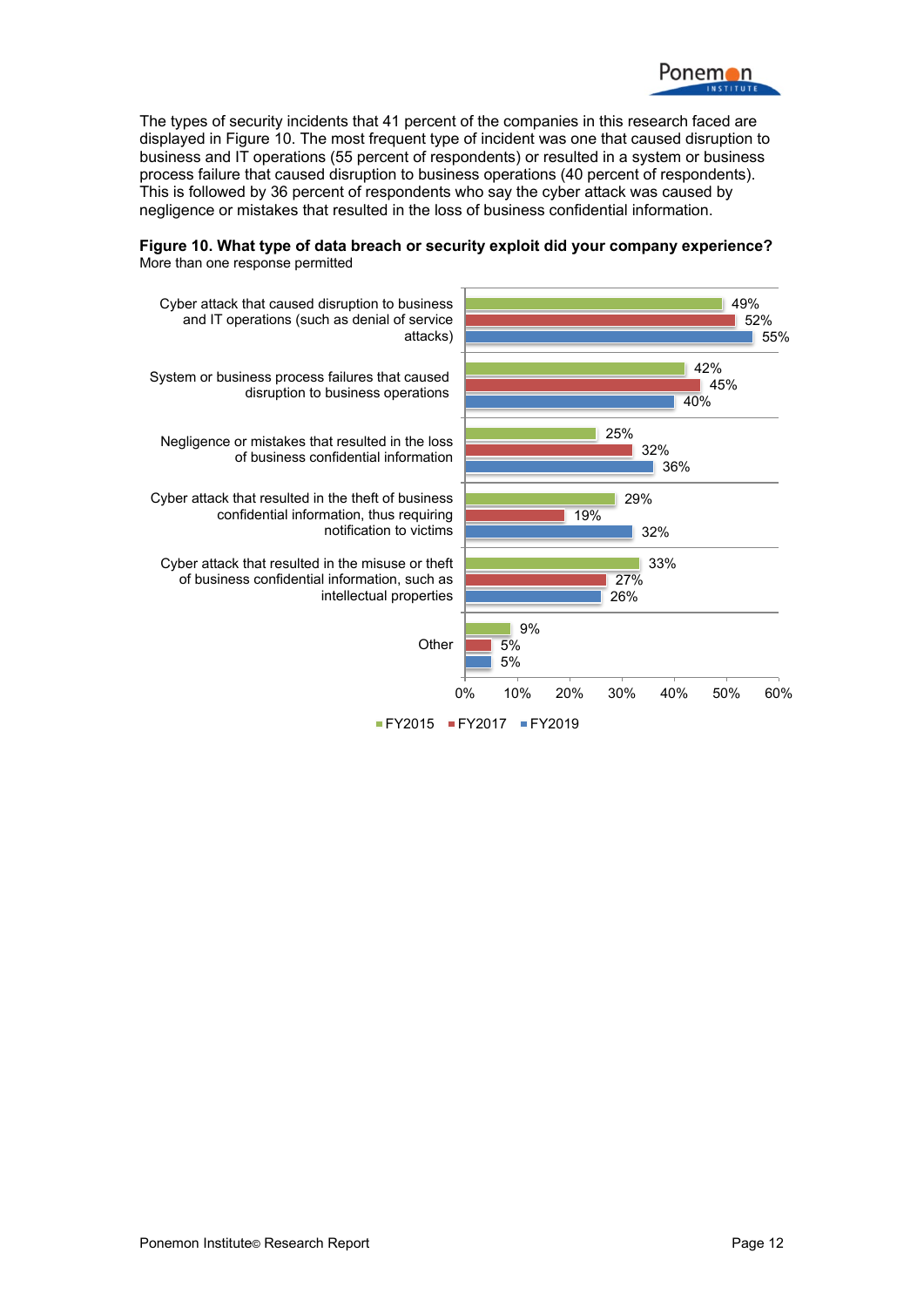The types of security incidents that 41 percent of the companies in this research faced are displayed in Figure 10. The most frequent type of incident was one that caused disruption to business and IT operations (55 percent of respondents) or resulted in a system or business process failure that caused disruption to business operations (40 percent of respondents). This is followed by 36 percent of respondents who say the cyber attack was caused by negligence or mistakes that resulted in the loss of business confidential information.

**Figure 10. What type of data breach or security exploit did your company experience?**
More than one response permitted

| | FY2015 | FY2017 | FY2019 |
|---|---|---|---|
| Cyber attack that caused disruption to business and IT operations (such as denial of service attacks) | 49% | 52% | 55% |
| System or business process failures that caused disruption to business operations | 42% | 45% | 40% |
| Negligence or mistakes that resulted in the loss of business confidential information | 25% | 32% | 36% |
| Cyber attack that resulted in the theft of business confidential information, thus requiring notification to victims | 29% | 19% | 32% |
| Cyber attack that resulted in the misuse or theft of business confidential information, such as intellectual properties | 33% | 27% | 26% |
| Other | 9% | 5% | 5% |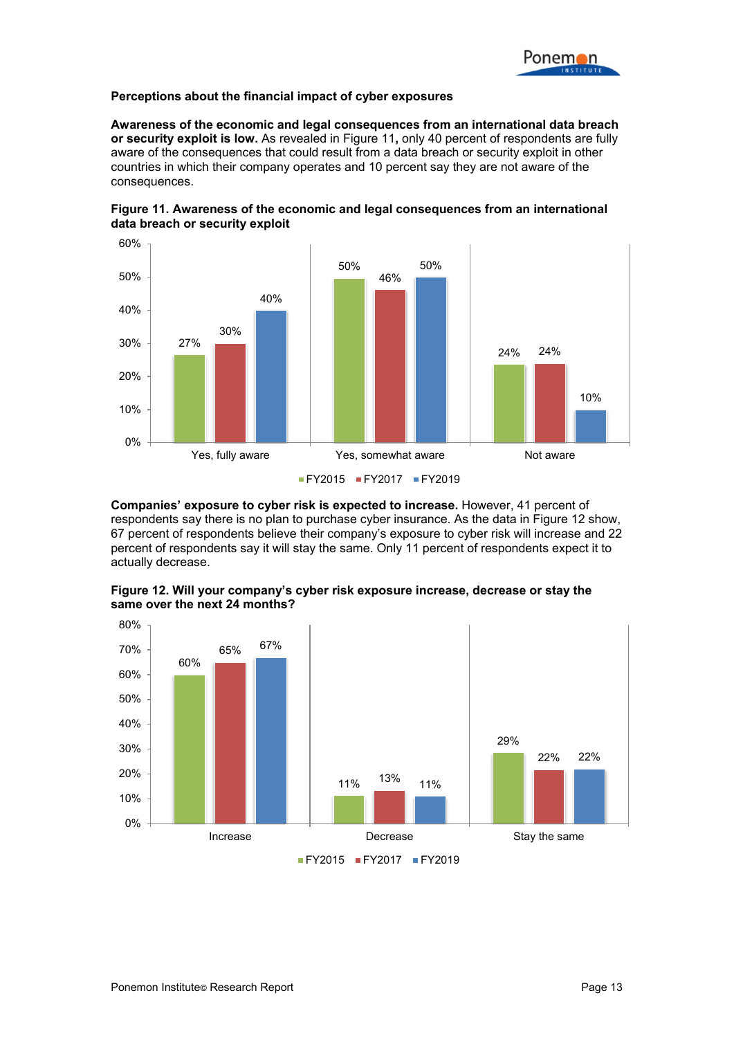**Perceptions about the financial impact of cyber exposures**

**Awareness of the economic and legal consequences from an international data breach or security exploit is low.** As revealed in Figure 11**,** only 40 percent of respondents are fully aware of the consequences that could result from a data breach or security exploit in other countries in which their company operates and 10 percent say they are not aware of the consequences.

**Figure 11. Awareness of the economic and legal consequences from an international data breach or security exploit**

| | FY2015 | FY2017 | FY2019 |
|---|---|---|---|
| Yes, fully aware | 27% | 30% | 40% |
| Yes, somewhat aware | 50% | 46% | 50% |
| Not aware | 24% | 24% | 10% |

**Companies' exposure to cyber risk is expected to increase.** However, 41 percent of respondents say there is no plan to purchase cyber insurance. As the data in Figure 12 show, 67 percent of respondents believe their company's exposure to cyber risk will increase and 22 percent of respondents say it will stay the same. Only 11 percent of respondents expect it to actually decrease.

**Figure 12. Will your company's cyber risk exposure increase, decrease or stay the same over the next 24 months?**

| | FY2015 | FY2017 | FY2019 |
|---|---|---|---|
| Increase | 60% | 65% | 67% |
| Decrease | 11% | 13% | 11% |
| Stay the same | 29% | 22% | 22% |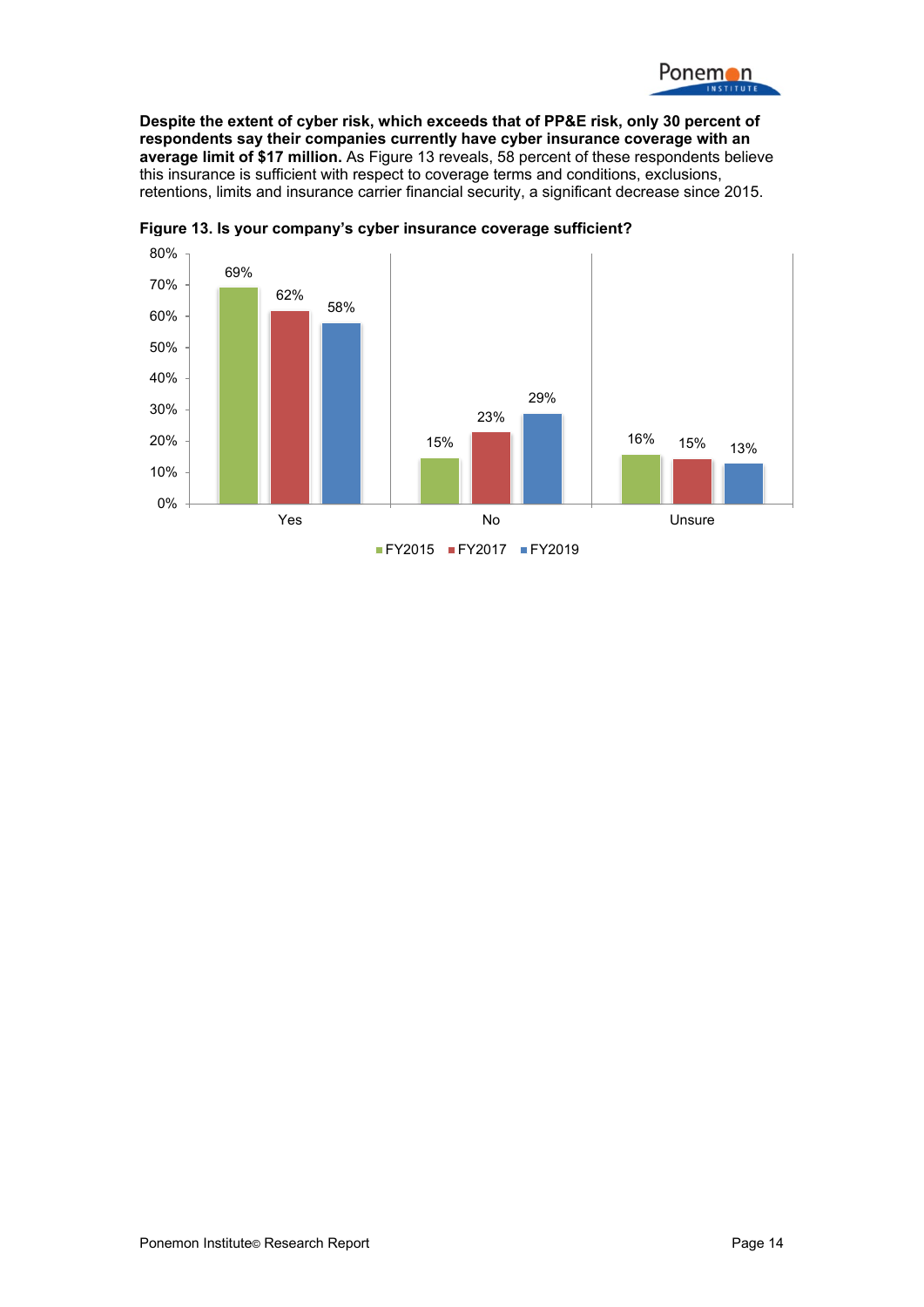**Despite the extent of cyber risk, which exceeds that of PP&E risk, only 30 percent of respondents say their companies currently have cyber insurance coverage with an average limit of $17 million.** As Figure 13 reveals, 58 percent of these respondents believe this insurance is sufficient with respect to coverage terms and conditions, exclusions, retentions, limits and insurance carrier financial security, a significant decrease since 2015.

**Figure 13. Is your company's cyber insurance coverage sufficient?**

| | FY2015 | FY2017 | FY2019 |
|---|---|---|---|
| Yes | 69% | 62% | 58% |
| No | 15% | 23% | 29% |
| Unsure | 16% | 15% | 13% |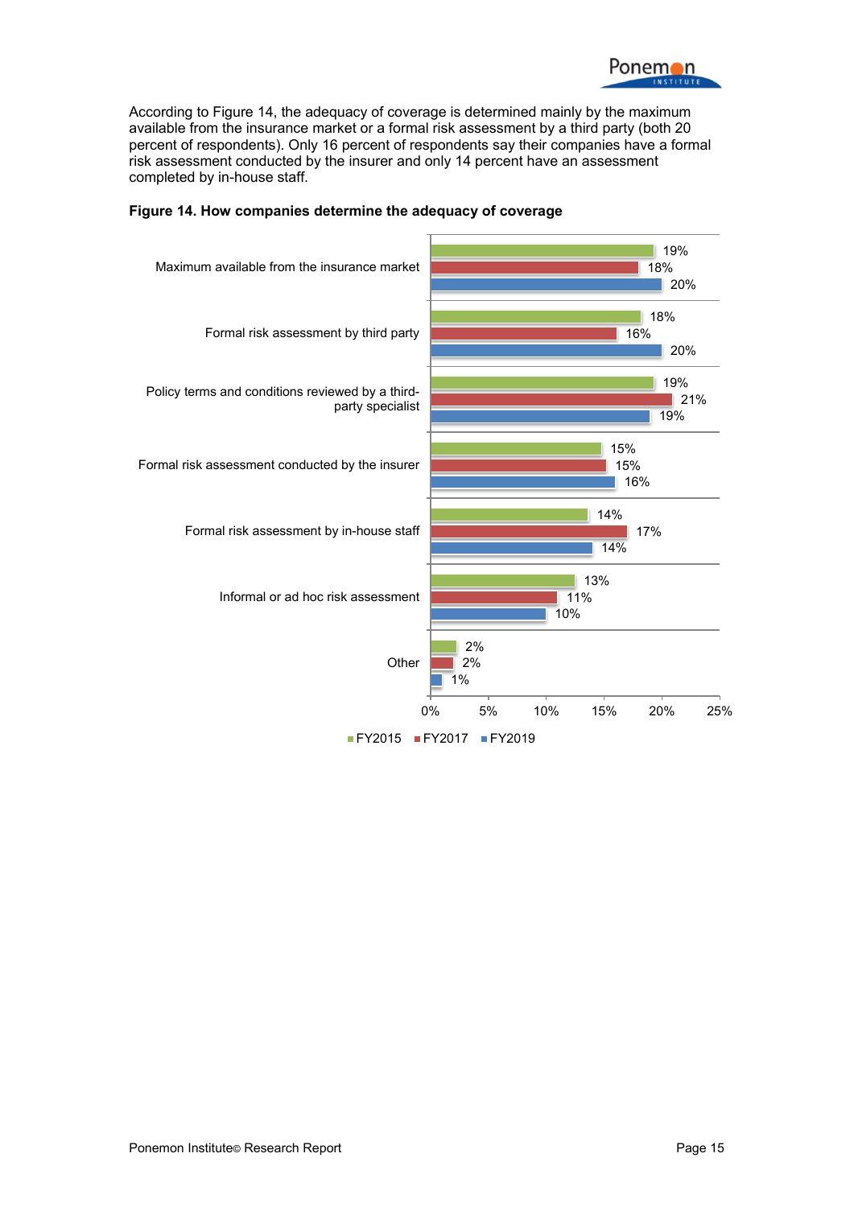According to Figure 14, the adequacy of coverage is determined mainly by the maximum available from the insurance market or a formal risk assessment by a third party (both 20 percent of respondents). Only 16 percent of respondents say their companies have a formal risk assessment conducted by the insurer and only 14 percent have an assessment completed by in-house staff.

**Figure 14. How companies determine the adequacy of coverage**

| | FY2015 | FY2017 | FY2019 |
|---|---|---|---|
| Maximum available from the insurance market | 19% | 18% | 20% |
| Formal risk assessment by third party | 18% | 16% | 20% |
| Policy terms and conditions reviewed by a third-party specialist | 19% | 21% | 19% |
| Formal risk assessment conducted by the insurer | 15% | 15% | 16% |
| Formal risk assessment by in-house staff | 14% | 17% | 14% |
| Informal or ad hoc risk assessment | 13% | 11% | 10% |
| Other | 2% | 2% | 1% |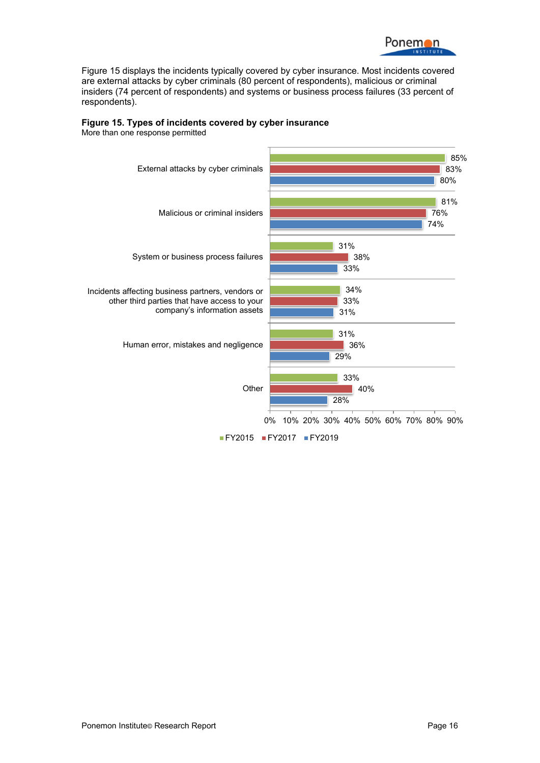Figure 15 displays the incidents typically covered by cyber insurance. Most incidents covered are external attacks by cyber criminals (80 percent of respondents), malicious or criminal insiders (74 percent of respondents) and systems or business process failures (33 percent of respondents).

**Figure 15. Types of incidents covered by cyber insurance**
More than one response permitted

| | FY2015 | FY2017 | FY2019 |
|---|---|---|---|
| External attacks by cyber criminals | 85% | 83% | 80% |
| Malicious or criminal insiders | 81% | 76% | 74% |
| System or business process failures | 31% | 38% | 33% |
| Incidents affecting business partners, vendors or other third parties that have access to your company's information assets | 34% | 33% | 31% |
| Human error, mistakes and negligence | 31% | 36% | 29% |
| Other | 33% | 40% | 28% |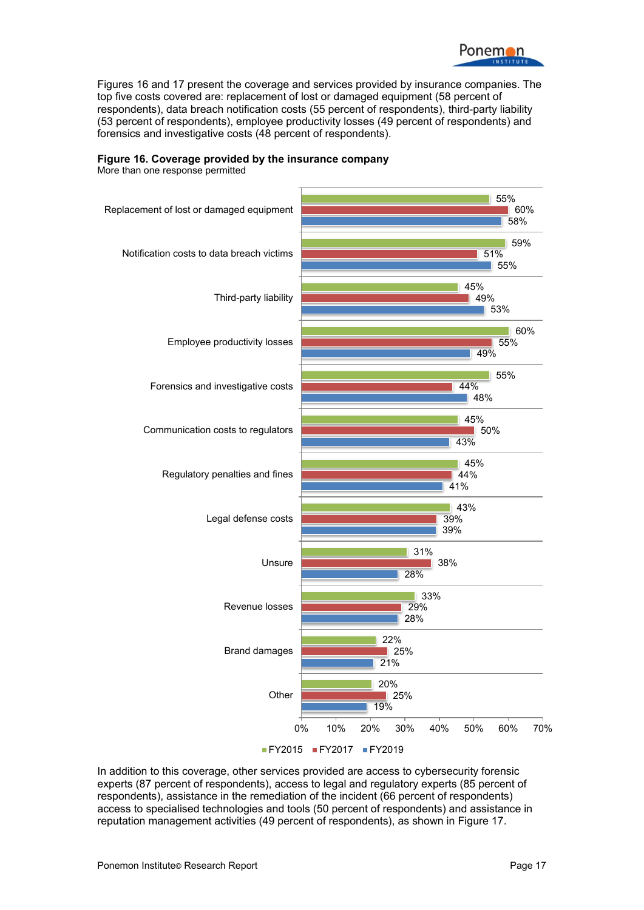Figures 16 and 17 present the coverage and services provided by insurance companies. The top five costs covered are: replacement of lost or damaged equipment (58 percent of respondents), data breach notification costs (55 percent of respondents), third-party liability (53 percent of respondents), employee productivity losses (49 percent of respondents) and forensics and investigative costs (48 percent of respondents).

**Figure 16. Coverage provided by the insurance company**
More than one response permitted

| Coverage | FY2015 | FY2017 | FY2019 |
|---|---|---|---|
| Replacement of lost or damaged equipment | 55% | 60% | 58% |
| Notification costs to data breach victims | 59% | 51% | 55% |
| Third-party liability | 45% | 49% | 53% |
| Employee productivity losses | 60% | 55% | 49% |
| Forensics and investigative costs | 55% | 44% | 48% |
| Communication costs to regulators | 45% | 50% | 43% |
| Regulatory penalties and fines | 45% | 44% | 41% |
| Legal defense costs | 43% | 39% | 39% |
| Unsure | 31% | 38% | 28% |
| Revenue losses | 33% | 29% | 28% |
| Brand damages | 22% | 25% | 21% |
| Other | 20% | 25% | 19% |

In addition to this coverage, other services provided are access to cybersecurity forensic experts (87 percent of respondents), access to legal and regulatory experts (85 percent of respondents), assistance in the remediation of the incident (66 percent of respondents) access to specialised technologies and tools (50 percent of respondents) and assistance in reputation management activities (49 percent of respondents), as shown in Figure 17.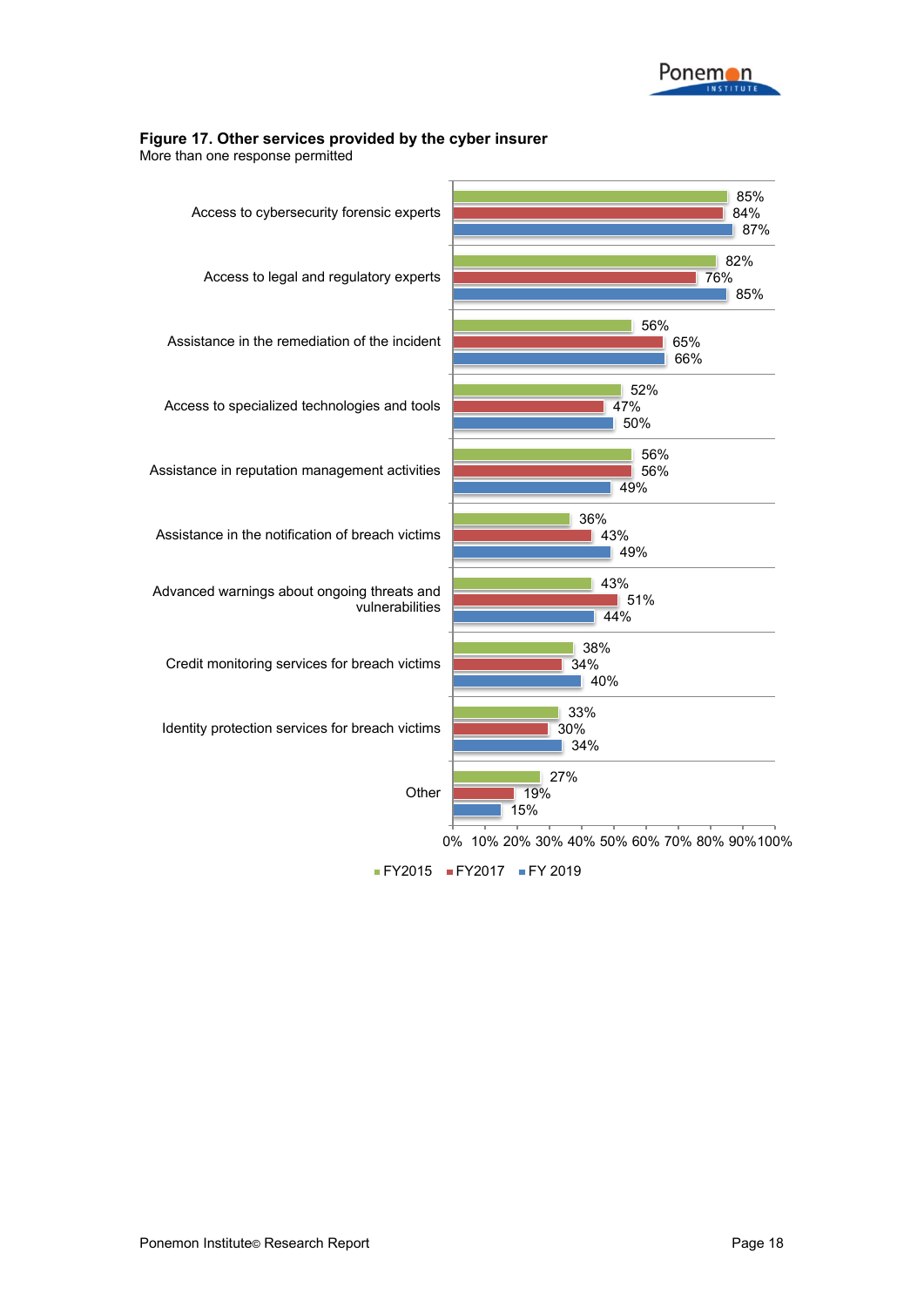**Figure 17. Other services provided by the cyber insurer**
More than one response permitted

| Service | FY2015 | FY2017 | FY 2019 |
|---|---|---|---|
| Access to cybersecurity forensic experts | 85% | 84% | 87% |
| Access to legal and regulatory experts | 82% | 76% | 85% |
| Assistance in the remediation of the incident | 56% | 65% | 66% |
| Access to specialized technologies and tools | 52% | 47% | 50% |
| Assistance in reputation management activities | 56% | 56% | 49% |
| Assistance in the notification of breach victims | 36% | 43% | 49% |
| Advanced warnings about ongoing threats and vulnerabilities | 43% | 51% | 44% |
| Credit monitoring services for breach victims | 38% | 34% | 40% |
| Identity protection services for breach victims | 33% | 30% | 34% |
| Other | 27% | 19% | 15% |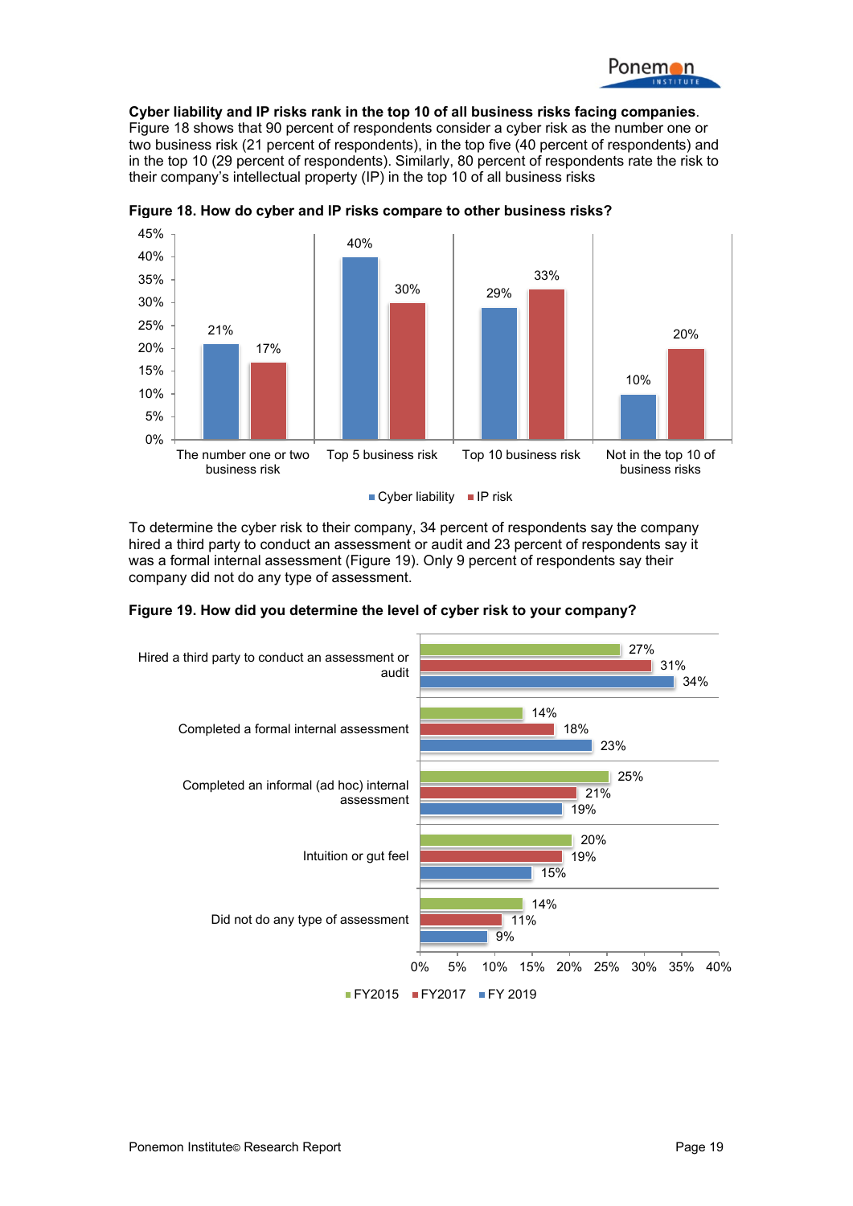**Cyber liability and IP risks rank in the top 10 of all business risks facing companies**. Figure 18 shows that 90 percent of respondents consider a cyber risk as the number one or two business risk (21 percent of respondents), in the top five (40 percent of respondents) and in the top 10 (29 percent of respondents). Similarly, 80 percent of respondents rate the risk to their company's intellectual property (IP) in the top 10 of all business risks

**Figure 18. How do cyber and IP risks compare to other business risks?**

| | Cyber liability | IP risk |
|---|---|---|
| The number one or two business risk | 21% | 17% |
| Top 5 business risk | 40% | 30% |
| Top 10 business risk | 29% | 33% |
| Not in the top 10 of business risks | 10% | 20% |

To determine the cyber risk to their company, 34 percent of respondents say the company hired a third party to conduct an assessment or audit and 23 percent of respondents say it was a formal internal assessment (Figure 19). Only 9 percent of respondents say their company did not do any type of assessment.

**Figure 19. How did you determine the level of cyber risk to your company?**

| | FY2015 | FY2017 | FY 2019 |
|---|---|---|---|
| Hired a third party to conduct an assessment or audit | 27% | 31% | 34% |
| Completed a formal internal assessment | 14% | 18% | 23% |
| Completed an informal (ad hoc) internal assessment | 25% | 21% | 19% |
| Intuition or gut feel | 20% | 19% | 15% |
| Did not do any type of assessment | 14% | 11% | 9% |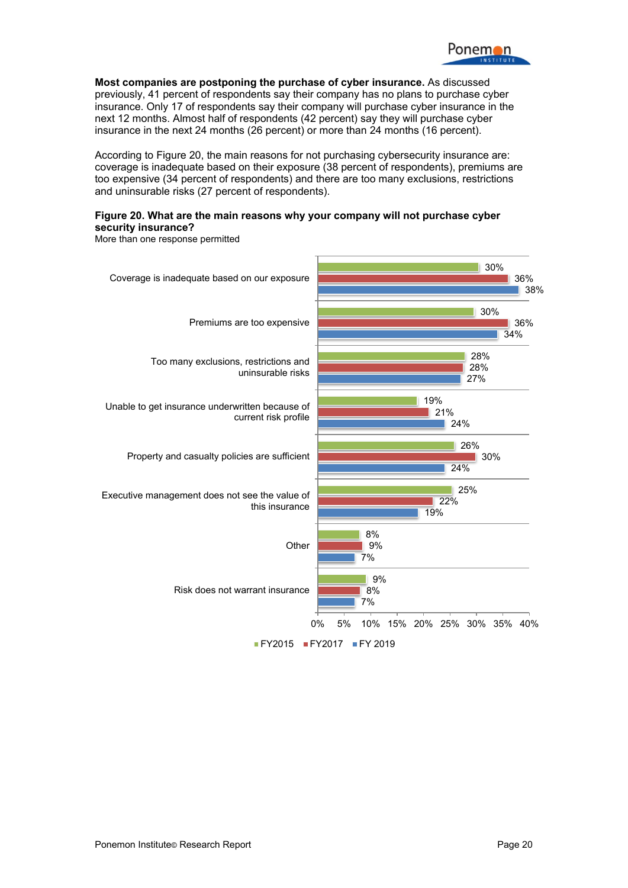**Most companies are postponing the purchase of cyber insurance.** As discussed previously, 41 percent of respondents say their company has no plans to purchase cyber insurance. Only 17 of respondents say their company will purchase cyber insurance in the next 12 months. Almost half of respondents (42 percent) say they will purchase cyber insurance in the next 24 months (26 percent) or more than 24 months (16 percent).

According to Figure 20, the main reasons for not purchasing cybersecurity insurance are: coverage is inadequate based on their exposure (38 percent of respondents), premiums are too expensive (34 percent of respondents) and there are too many exclusions, restrictions and uninsurable risks (27 percent of respondents).

**Figure 20. What are the main reasons why your company will not purchase cyber security insurance?**
More than one response permitted

| Reason | FY2015 | FY2017 | FY 2019 |
|---|---|---|---|
| Coverage is inadequate based on our exposure | 30% | 36% | 38% |
| Premiums are too expensive | 30% | 36% | 34% |
| Too many exclusions, restrictions and uninsurable risks | 28% | 28% | 27% |
| Unable to get insurance underwritten because of current risk profile | 19% | 21% | 24% |
| Property and casualty policies are sufficient | 26% | 30% | 24% |
| Executive management does not see the value of this insurance | 25% | 22% | 19% |
| Other | 8% | 9% | 7% |
| Risk does not warrant insurance | 9% | 8% | 7% |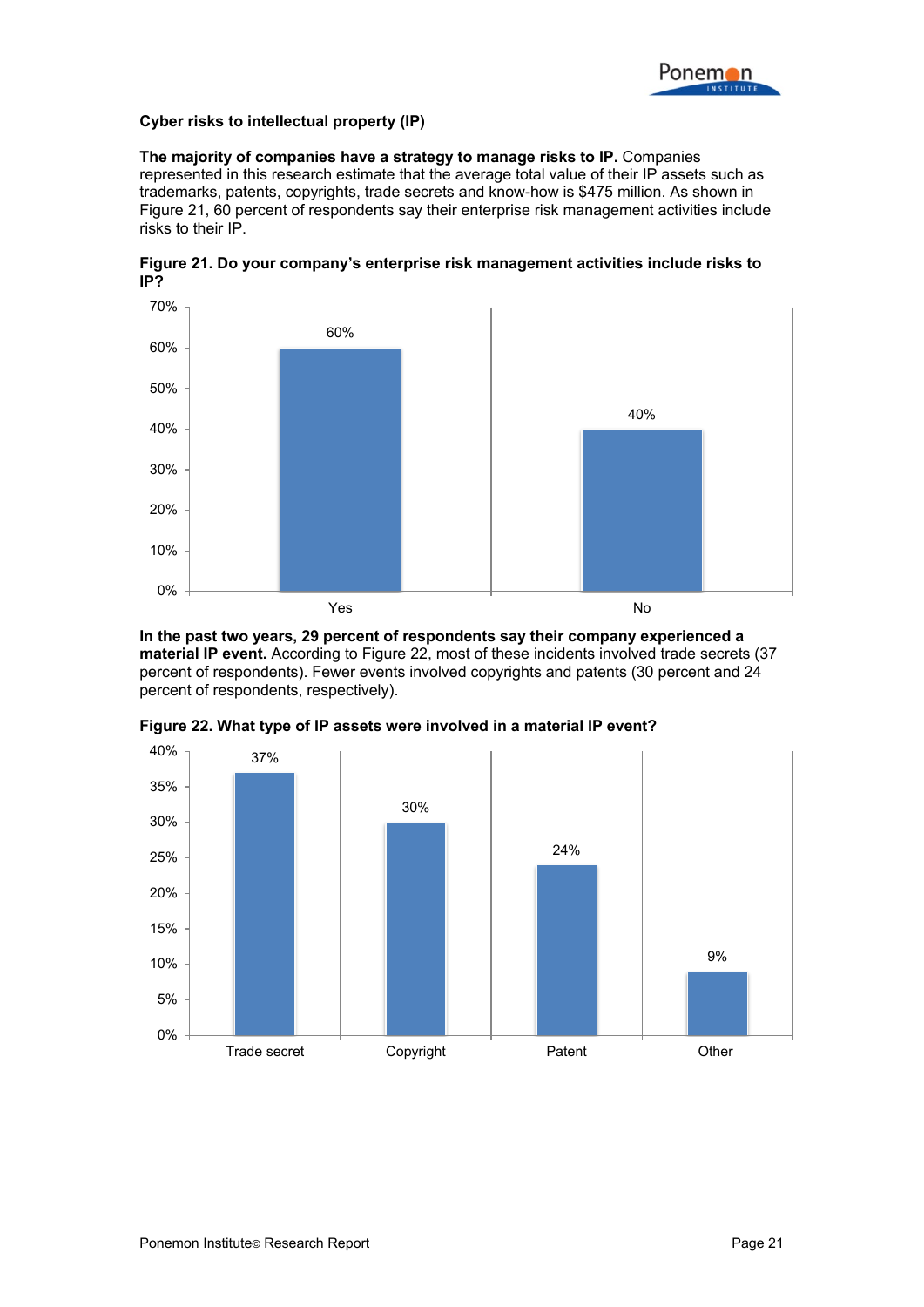## Cyber risks to intellectual property (IP)

**The majority of companies have a strategy to manage risks to IP.** Companies represented in this research estimate that the average total value of their IP assets such as trademarks, patents, copyrights, trade secrets and know-how is $475 million. As shown in Figure 21, 60 percent of respondents say their enterprise risk management activities include risks to their IP.

**Figure 21. Do your company's enterprise risk management activities include risks to IP?**

| Response | Percent |
|---|---|
| Yes | 60% |
| No | 40% |

**In the past two years, 29 percent of respondents say their company experienced a material IP event.** According to Figure 22, most of these incidents involved trade secrets (37 percent of respondents). Fewer events involved copyrights and patents (30 percent and 24 percent of respondents, respectively).

**Figure 22. What type of IP assets were involved in a material IP event?**

| IP asset | Percent |
|---|---|
| Trade secret | 37% |
| Copyright | 30% |
| Patent | 24% |
| Other | 9% |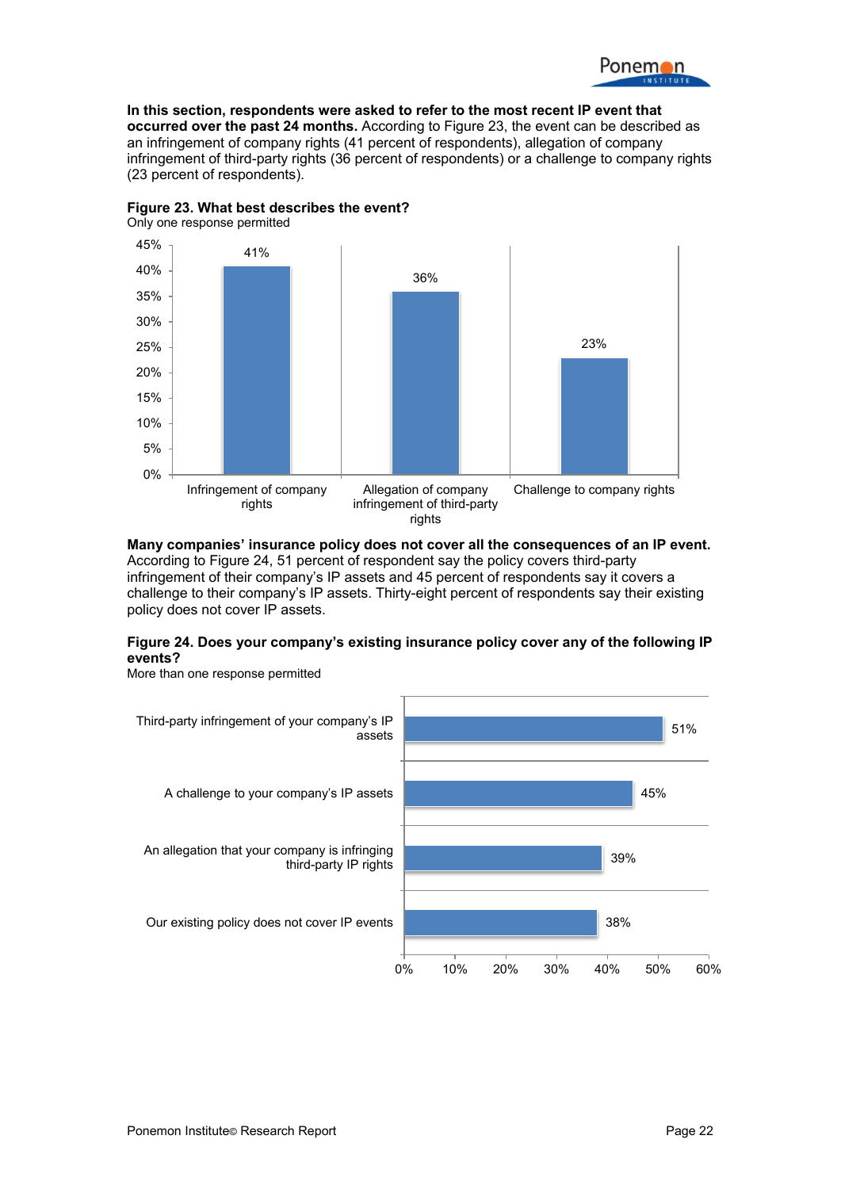**In this section, respondents were asked to refer to the most recent IP event that occurred over the past 24 months.** According to Figure 23, the event can be described as an infringement of company rights (41 percent of respondents), allegation of company infringement of third-party rights (36 percent of respondents) or a challenge to company rights (23 percent of respondents).

**Figure 23. What best describes the event?**
Only one response permitted

| Event | Percent |
|---|---|
| Infringement of company rights | 41% |
| Allegation of company infringement of third-party rights | 36% |
| Challenge to company rights | 23% |

**Many companies' insurance policy does not cover all the consequences of an IP event.** According to Figure 24, 51 percent of respondent say the policy covers third-party infringement of their company's IP assets and 45 percent of respondents say it covers a challenge to their company's IP assets. Thirty-eight percent of respondents say their existing policy does not cover IP assets.

**Figure 24. Does your company's existing insurance policy cover any of the following IP events?**
More than one response permitted

| IP event | Percent |
|---|---|
| Third-party infringement of your company's IP assets | 51% |
| A challenge to your company's IP assets | 45% |
| An allegation that your company is infringing third-party IP rights | 39% |
| Our existing policy does not cover IP events | 38% |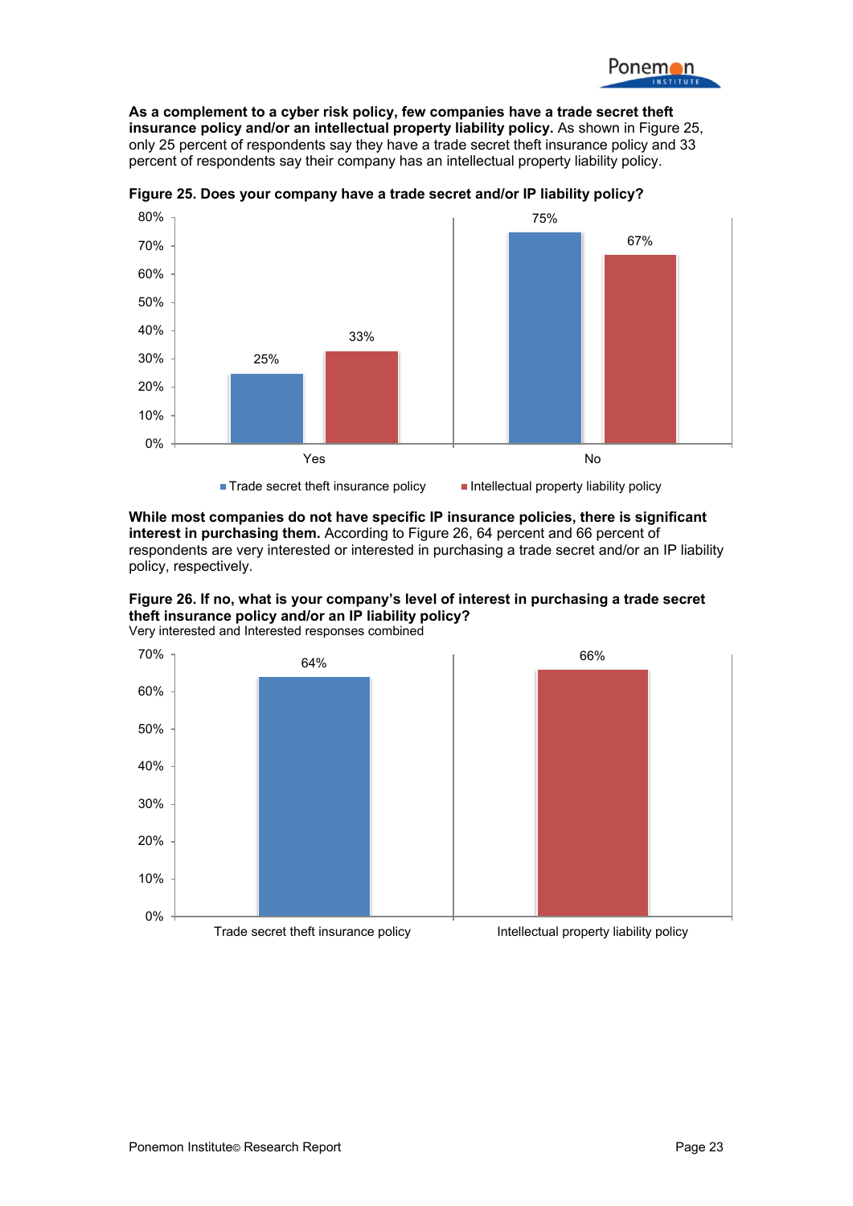**As a complement to a cyber risk policy, few companies have a trade secret theft insurance policy and/or an intellectual property liability policy.** As shown in Figure 25, only 25 percent of respondents say they have a trade secret theft insurance policy and 33 percent of respondents say their company has an intellectual property liability policy.

**Figure 25. Does your company have a trade secret and/or IP liability policy?**

| | Trade secret theft insurance policy | Intellectual property liability policy |
|---|---|---|
| Yes | 25% | 33% |
| No | 75% | 67% |

**While most companies do not have specific IP insurance policies, there is significant interest in purchasing them.** According to Figure 26, 64 percent and 66 percent of respondents are very interested or interested in purchasing a trade secret and/or an IP liability policy, respectively.

**Figure 26. If no, what is your company's level of interest in purchasing a trade secret theft insurance policy and/or an IP liability policy?**
Very interested and Interested responses combined

| Trade secret theft insurance policy | Intellectual property liability policy |
|---|---|
| 64% | 66% |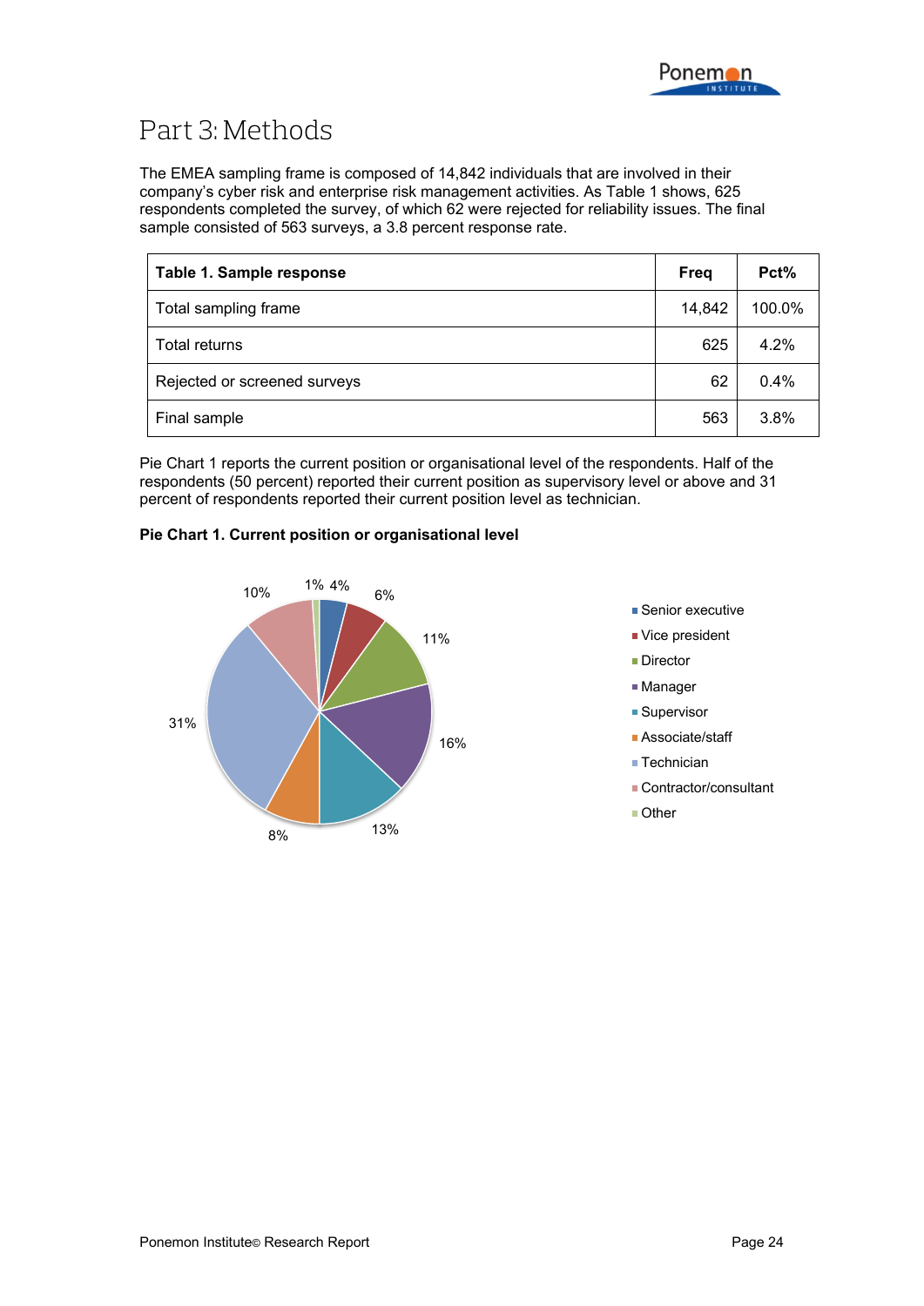# Part 3: Methods

The EMEA sampling frame is composed of 14,842 individuals that are involved in their company's cyber risk and enterprise risk management activities. As Table 1 shows, 625 respondents completed the survey, of which 62 were rejected for reliability issues. The final sample consisted of 563 surveys, a 3.8 percent response rate.

| Table 1. Sample response | Freq | Pct% |
|---|---|---|
| Total sampling frame | 14,842 | 100.0% |
| Total returns | 625 | 4.2% |
| Rejected or screened surveys | 62 | 0.4% |
| Final sample | 563 | 3.8% |

Pie Chart 1 reports the current position or organisational level of the respondents. Half of the respondents (50 percent) reported their current position as supervisory level or above and 31 percent of respondents reported their current position level as technician.

**Pie Chart 1. Current position or organisational level**

| Position | Pct% |
|---|---|
| Senior executive | 4% |
| Vice president | 6% |
| Director | 11% |
| Manager | 16% |
| Supervisor | 13% |
| Associate/staff | 8% |
| Technician | 31% |
| Contractor/consultant | 10% |
| Other | 1% |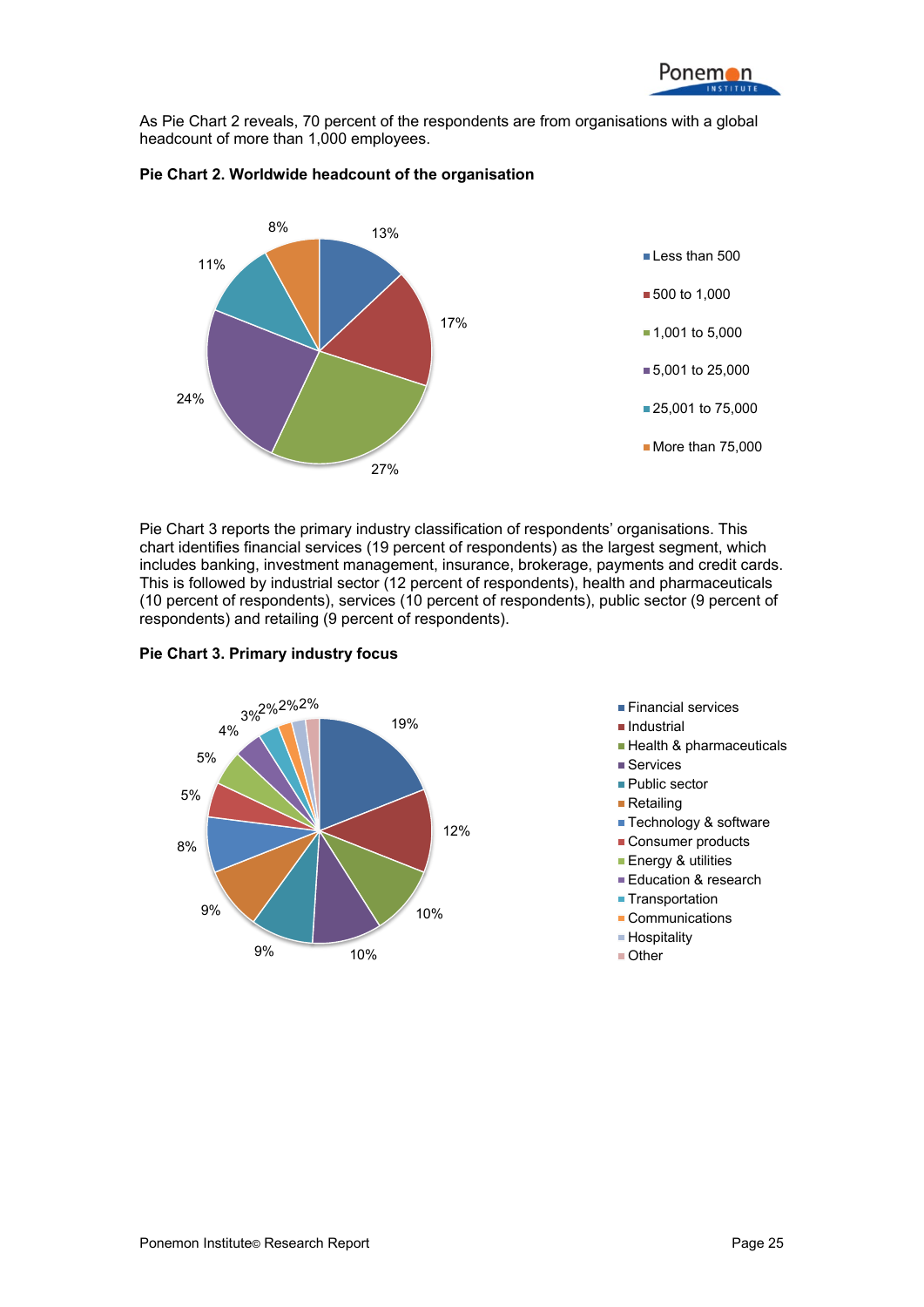As Pie Chart 2 reveals, 70 percent of the respondents are from organisations with a global headcount of more than 1,000 employees.

**Pie Chart 2. Worldwide headcount of the organisation**

| Headcount | Percent |
|---|---|
| Less than 500 | 13% |
| 500 to 1,000 | 17% |
| 1,001 to 5,000 | 27% |
| 5,001 to 25,000 | 24% |
| 25,001 to 75,000 | 11% |
| More than 75,000 | 8% |

Pie Chart 3 reports the primary industry classification of respondents' organisations. This chart identifies financial services (19 percent of respondents) as the largest segment, which includes banking, investment management, insurance, brokerage, payments and credit cards. This is followed by industrial sector (12 percent of respondents), health and pharmaceuticals (10 percent of respondents), services (10 percent of respondents), public sector (9 percent of respondents) and retailing (9 percent of respondents).

**Pie Chart 3. Primary industry focus**

| Industry | Percent |
|---|---|
| Financial services | 19% |
| Industrial | 12% |
| Health & pharmaceuticals | 10% |
| Services | 10% |
| Public sector | 9% |
| Retailing | 9% |
| Technology & software | 8% |
| Consumer products | 5% |
| Energy & utilities | 5% |
| Education & research | 4% |
| Transportation | 3% |
| Communications | 2% |
| Hospitality | 2% |
| Other | 2% |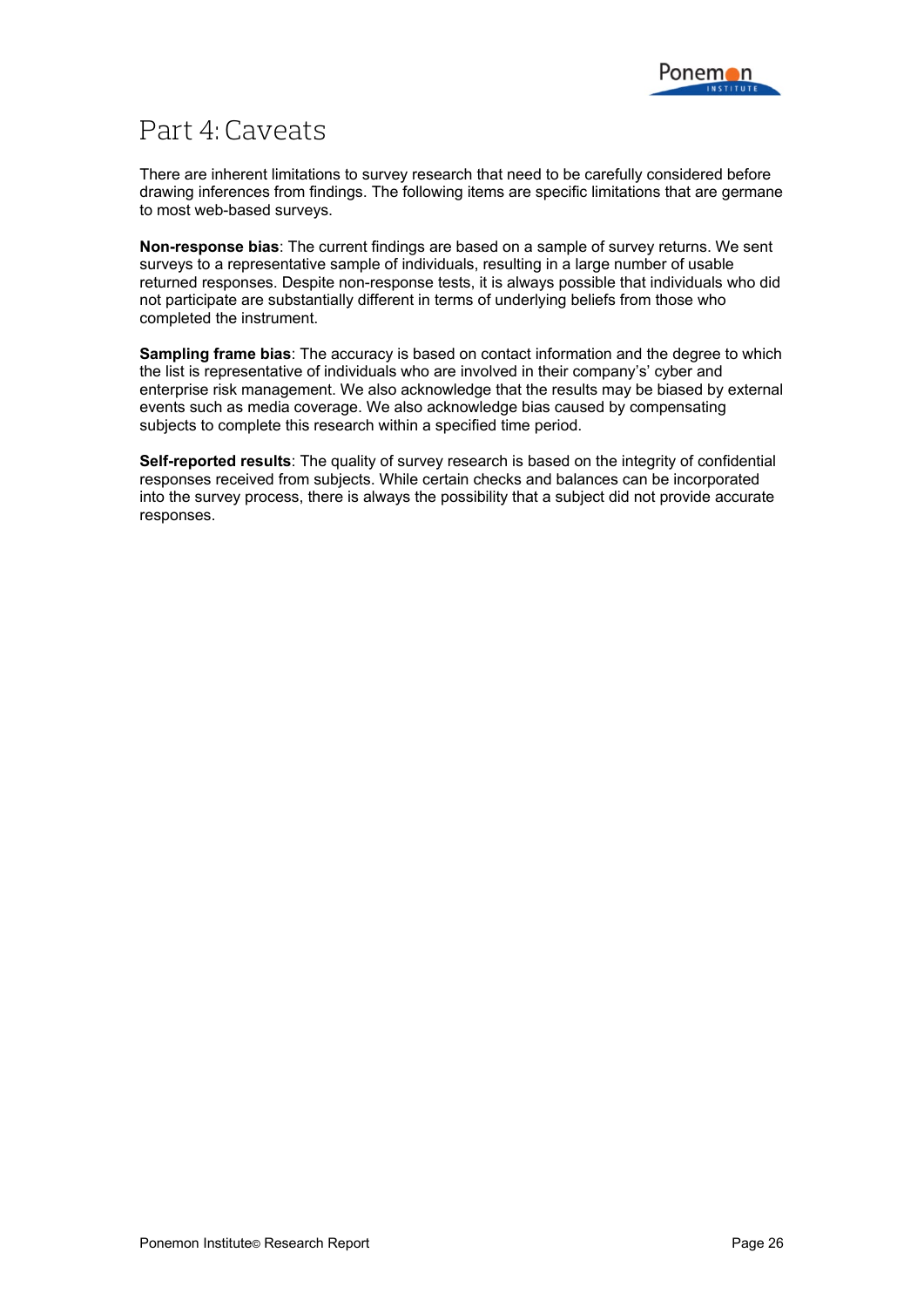# Part 4: Caveats

There are inherent limitations to survey research that need to be carefully considered before drawing inferences from findings. The following items are specific limitations that are germane to most web-based surveys.

**Non-response bias**: The current findings are based on a sample of survey returns. We sent surveys to a representative sample of individuals, resulting in a large number of usable returned responses. Despite non-response tests, it is always possible that individuals who did not participate are substantially different in terms of underlying beliefs from those who completed the instrument.

**Sampling frame bias**: The accuracy is based on contact information and the degree to which the list is representative of individuals who are involved in their company's' cyber and enterprise risk management. We also acknowledge that the results may be biased by external events such as media coverage. We also acknowledge bias caused by compensating subjects to complete this research within a specified time period.

**Self-reported results**: The quality of survey research is based on the integrity of confidential responses received from subjects. While certain checks and balances can be incorporated into the survey process, there is always the possibility that a subject did not provide accurate responses.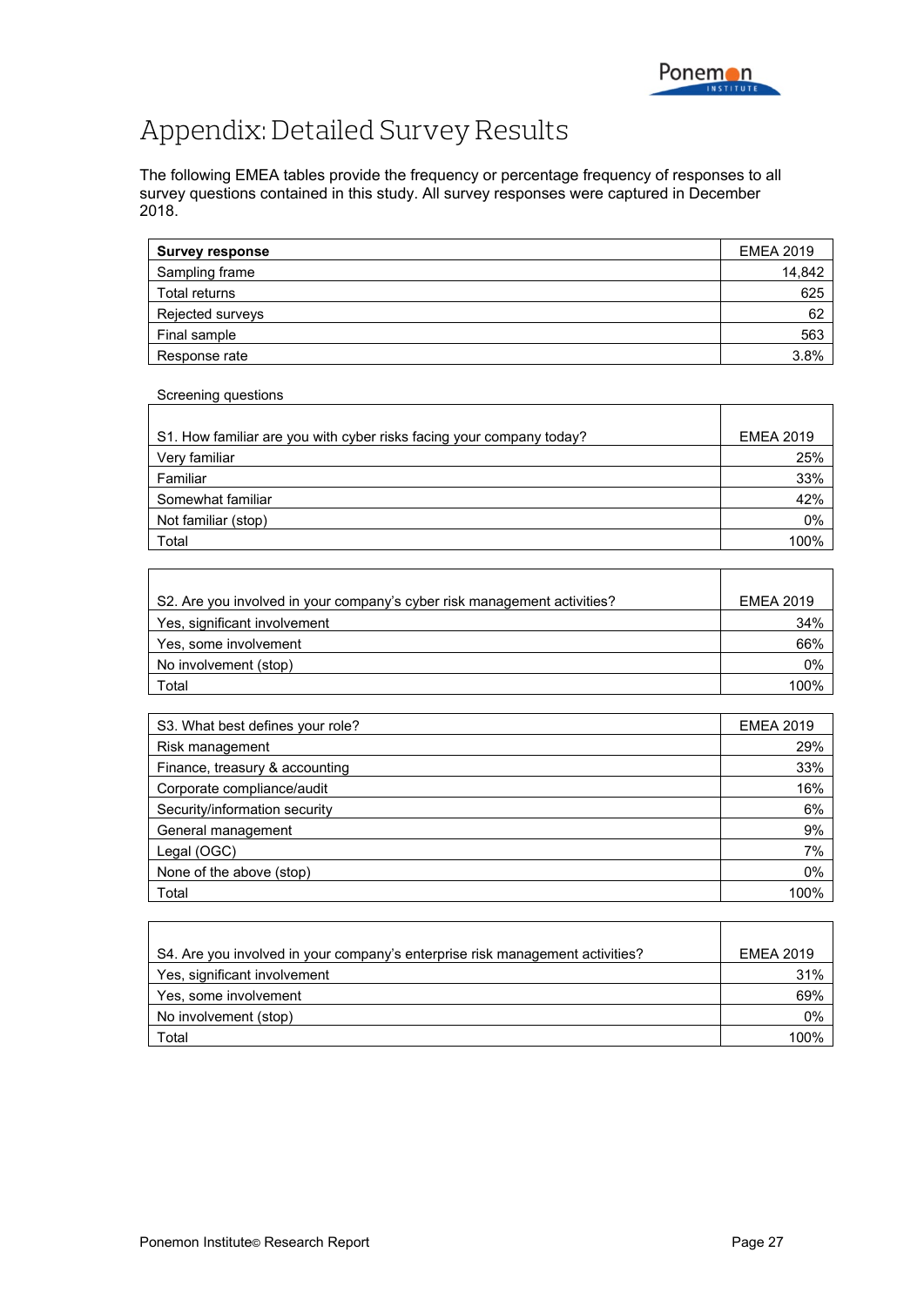# Appendix: Detailed Survey Results

The following EMEA tables provide the frequency or percentage frequency of responses to all survey questions contained in this study. All survey responses were captured in December 2018.

| Survey response | EMEA 2019 |
|---|---|
| Sampling frame | 14,842 |
| Total returns | 625 |
| Rejected surveys | 62 |
| Final sample | 563 |
| Response rate | 3.8% |

Screening questions

| S1. How familiar are you with cyber risks facing your company today? | EMEA 2019 |
|---|---|
| Very familiar | 25% |
| Familiar | 33% |
| Somewhat familiar | 42% |
| Not familiar (stop) | 0% |
| Total | 100% |

| S2. Are you involved in your company's cyber risk management activities? | EMEA 2019 |
|---|---|
| Yes, significant involvement | 34% |
| Yes, some involvement | 66% |
| No involvement (stop) | 0% |
| Total | 100% |

| S3. What best defines your role? | EMEA 2019 |
|---|---|
| Risk management | 29% |
| Finance, treasury & accounting | 33% |
| Corporate compliance/audit | 16% |
| Security/information security | 6% |
| General management | 9% |
| Legal (OGC) | 7% |
| None of the above (stop) | 0% |
| Total | 100% |

| S4. Are you involved in your company's enterprise risk management activities? | EMEA 2019 |
|---|---|
| Yes, significant involvement | 31% |
| Yes, some involvement | 69% |
| No involvement (stop) | 0% |
| Total | 100% |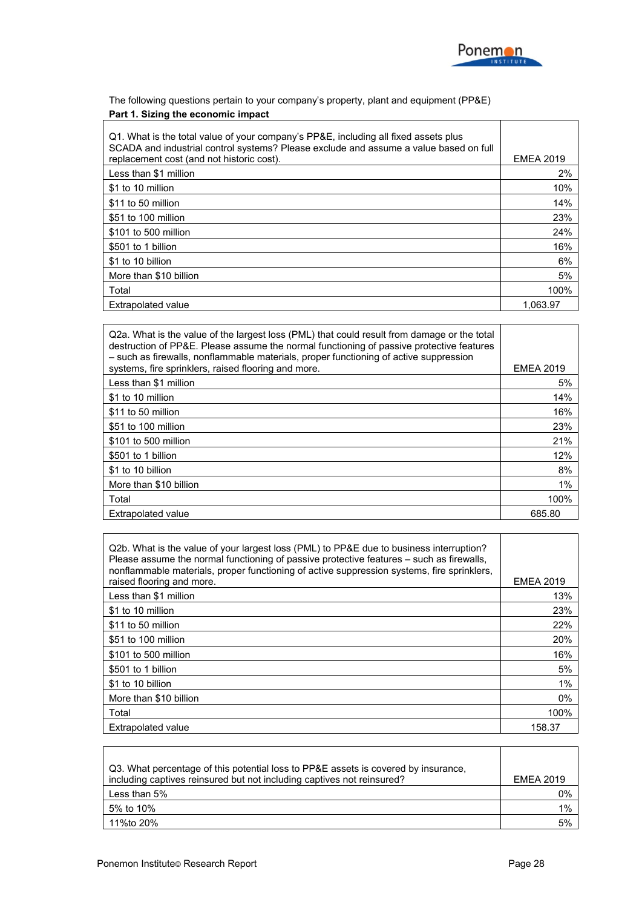The following questions pertain to your company's property, plant and equipment (PP&E)

**Part 1. Sizing the economic impact**

| Q1. What is the total value of your company's PP&E, including all fixed assets plus SCADA and industrial control systems? Please exclude and assume a value based on full replacement cost (and not historic cost). | EMEA 2019 |
|---|---|
| Less than $1 million | 2% |
| $1 to 10 million | 10% |
| $11 to 50 million | 14% |
| $51 to 100 million | 23% |
| $101 to 500 million | 24% |
| $501 to 1 billion | 16% |
| $1 to 10 billion | 6% |
| More than $10 billion | 5% |
| Total | 100% |
| Extrapolated value | 1,063.97 |

| Q2a. What is the value of the largest loss (PML) that could result from damage or the total destruction of PP&E. Please assume the normal functioning of passive protective features – such as firewalls, nonflammable materials, proper functioning of active suppression systems, fire sprinklers, raised flooring and more. | EMEA 2019 |
|---|---|
| Less than $1 million | 5% |
| $1 to 10 million | 14% |
| $11 to 50 million | 16% |
| $51 to 100 million | 23% |
| $101 to 500 million | 21% |
| $501 to 1 billion | 12% |
| $1 to 10 billion | 8% |
| More than $10 billion | 1% |
| Total | 100% |
| Extrapolated value | 685.80 |

| Q2b. What is the value of your largest loss (PML) to PP&E due to business interruption? Please assume the normal functioning of passive protective features – such as firewalls, nonflammable materials, proper functioning of active suppression systems, fire sprinklers, raised flooring and more. | EMEA 2019 |
|---|---|
| Less than $1 million | 13% |
| $1 to 10 million | 23% |
| $11 to 50 million | 22% |
| $51 to 100 million | 20% |
| $101 to 500 million | 16% |
| $501 to 1 billion | 5% |
| $1 to 10 billion | 1% |
| More than $10 billion | 0% |
| Total | 100% |
| Extrapolated value | 158.37 |

| Q3. What percentage of this potential loss to PP&E assets is covered by insurance, including captives reinsured but not including captives not reinsured? | EMEA 2019 |
|---|---|
| Less than 5% | 0% |
| 5% to 10% | 1% |
| 11%to 20% | 5% |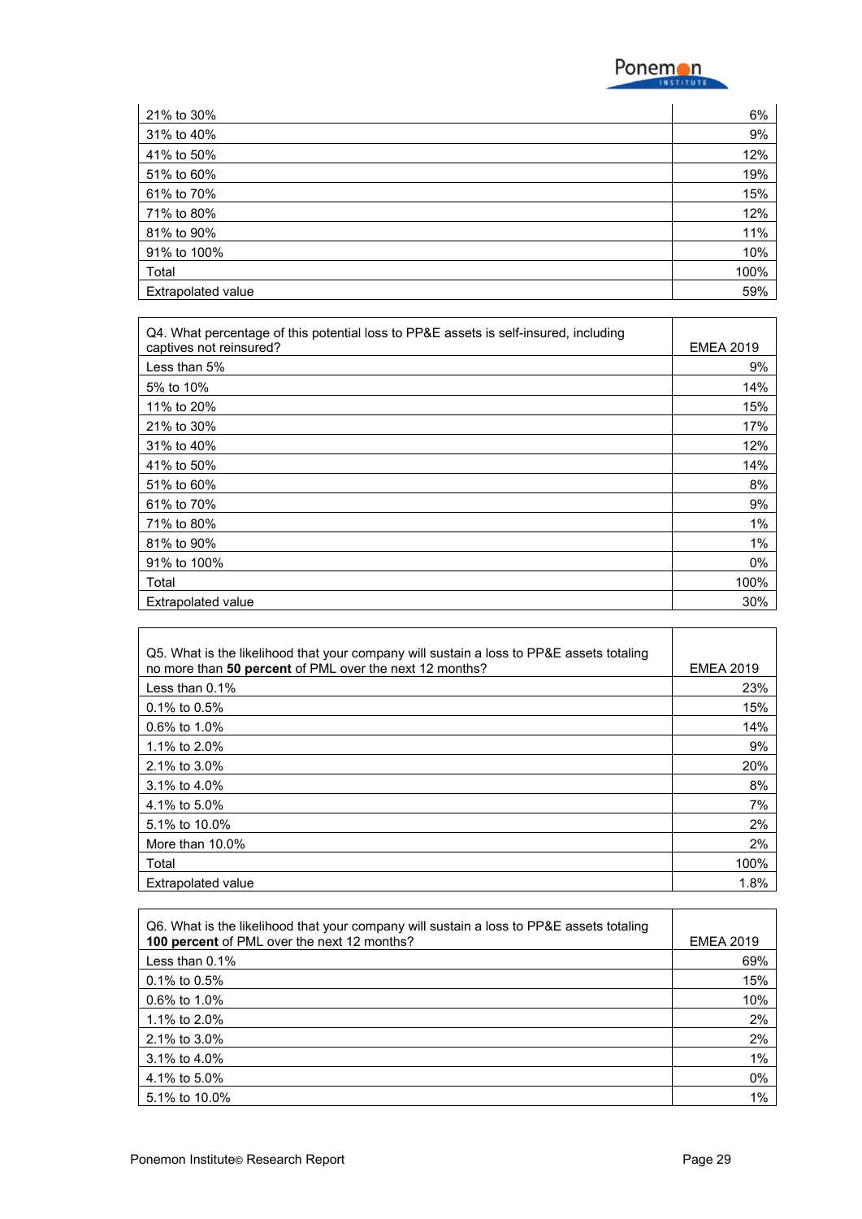| | |
|---|---|
| 21% to 30% | 6% |
| 31% to 40% | 9% |
| 41% to 50% | 12% |
| 51% to 60% | 19% |
| 61% to 70% | 15% |
| 71% to 80% | 12% |
| 81% to 90% | 11% |
| 91% to 100% | 10% |
| Total | 100% |
| Extrapolated value | 59% |

| Q4. What percentage of this potential loss to PP&E assets is self-insured, including captives not reinsured? | EMEA 2019 |
|---|---|
| Less than 5% | 9% |
| 5% to 10% | 14% |
| 11% to 20% | 15% |
| 21% to 30% | 17% |
| 31% to 40% | 12% |
| 41% to 50% | 14% |
| 51% to 60% | 8% |
| 61% to 70% | 9% |
| 71% to 80% | 1% |
| 81% to 90% | 1% |
| 91% to 100% | 0% |
| Total | 100% |
| Extrapolated value | 30% |

| Q5. What is the likelihood that your company will sustain a loss to PP&E assets totaling no more than **50 percent** of PML over the next 12 months? | EMEA 2019 |
|---|---|
| Less than 0.1% | 23% |
| 0.1% to 0.5% | 15% |
| 0.6% to 1.0% | 14% |
| 1.1% to 2.0% | 9% |
| 2.1% to 3.0% | 20% |
| 3.1% to 4.0% | 8% |
| 4.1% to 5.0% | 7% |
| 5.1% to 10.0% | 2% |
| More than 10.0% | 2% |
| Total | 100% |
| Extrapolated value | 1.8% |

| Q6. What is the likelihood that your company will sustain a loss to PP&E assets totaling **100 percent** of PML over the next 12 months? | EMEA 2019 |
|---|---|
| Less than 0.1% | 69% |
| 0.1% to 0.5% | 15% |
| 0.6% to 1.0% | 10% |
| 1.1% to 2.0% | 2% |
| 2.1% to 3.0% | 2% |
| 3.1% to 4.0% | 1% |
| 4.1% to 5.0% | 0% |
| 5.1% to 10.0% | 1% |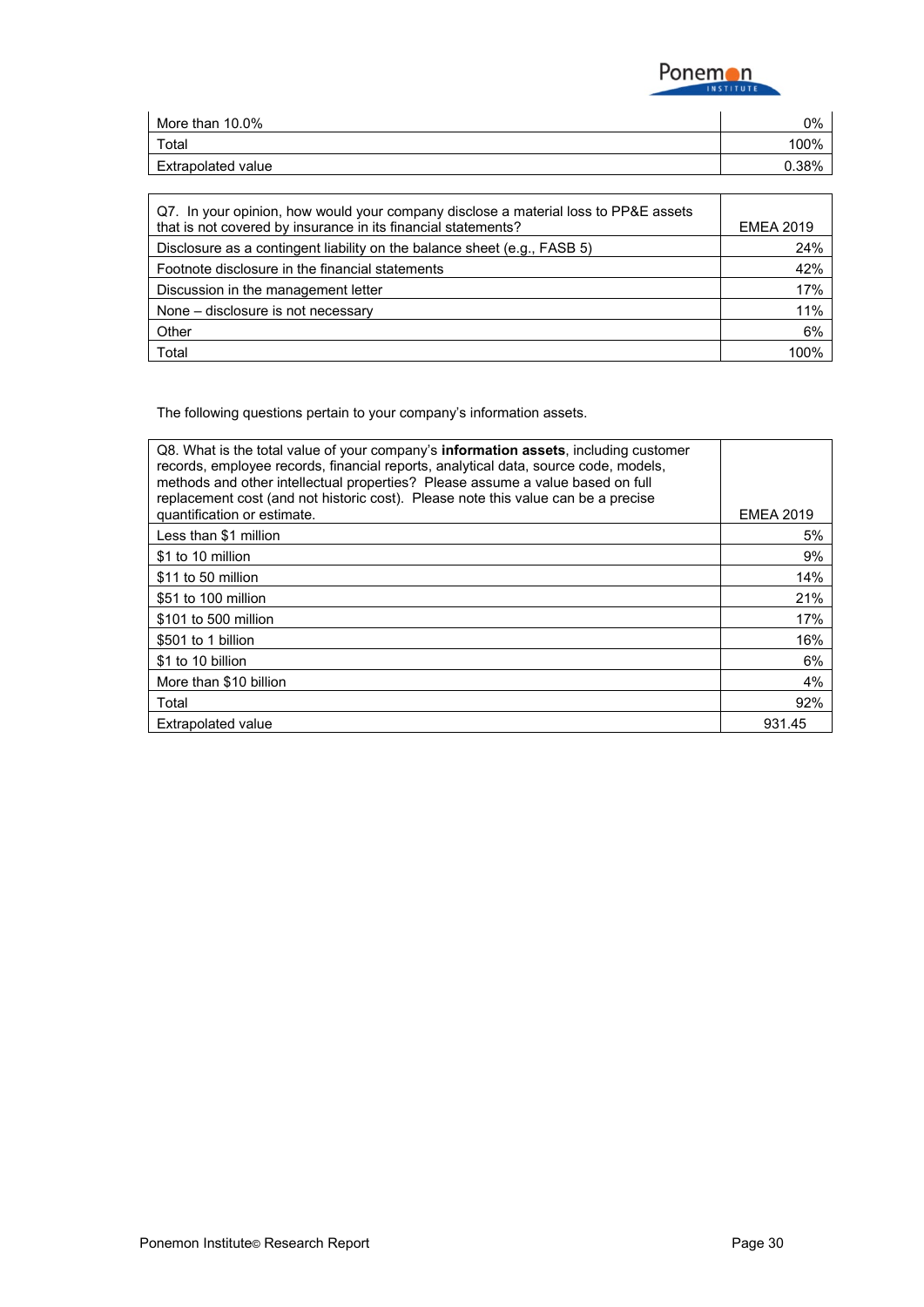| More than 10.0% | 0% |
|---|---|
| Total | 100% |
| Extrapolated value | 0.38% |

| Q7. In your opinion, how would your company disclose a material loss to PP&E assets that is not covered by insurance in its financial statements? | EMEA 2019 |
|---|---|
| Disclosure as a contingent liability on the balance sheet (e.g., FASB 5) | 24% |
| Footnote disclosure in the financial statements | 42% |
| Discussion in the management letter | 17% |
| None – disclosure is not necessary | 11% |
| Other | 6% |
| Total | 100% |

The following questions pertain to your company's information assets.

| Q8. What is the total value of your company's **information assets**, including customer records, employee records, financial reports, analytical data, source code, models, methods and other intellectual properties? Please assume a value based on full replacement cost (and not historic cost). Please note this value can be a precise quantification or estimate. | EMEA 2019 |
|---|---|
| Less than $1 million | 5% |
| $1 to 10 million | 9% |
| $11 to 50 million | 14% |
| $51 to 100 million | 21% |
| $101 to 500 million | 17% |
| $501 to 1 billion | 16% |
| $1 to 10 billion | 6% |
| More than $10 billion | 4% |
| Total | 92% |
| Extrapolated value | 931.45 |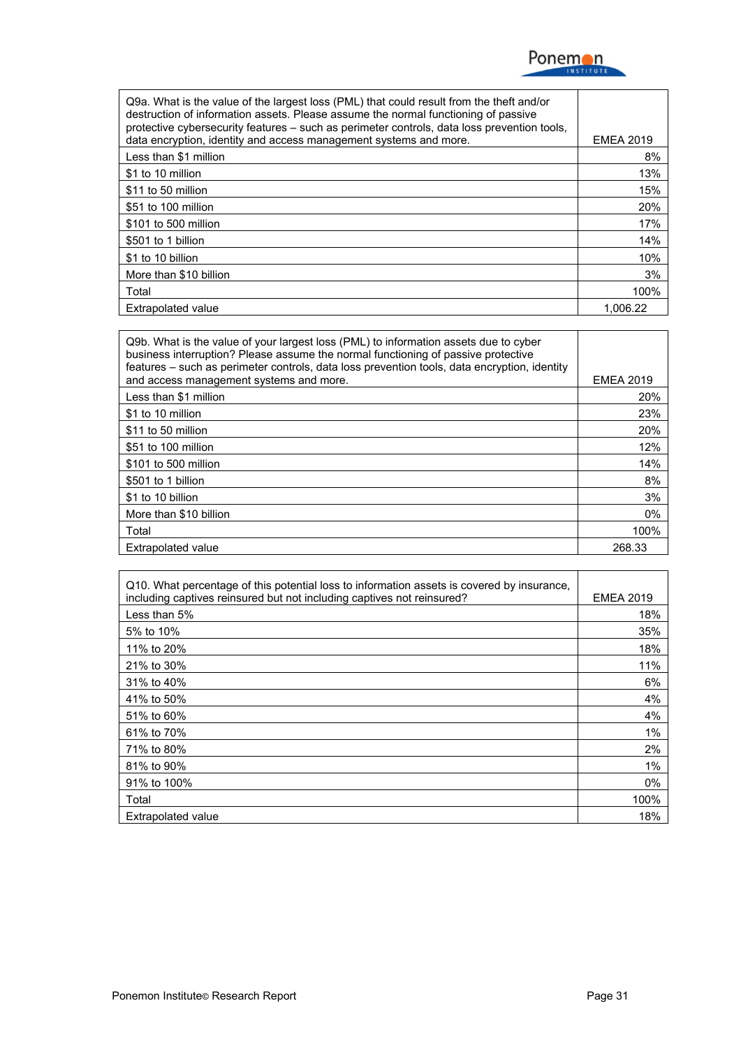| Q9a. What is the value of the largest loss (PML) that could result from the theft and/or destruction of information assets. Please assume the normal functioning of passive protective cybersecurity features – such as perimeter controls, data loss prevention tools, data encryption, identity and access management systems and more. | EMEA 2019 |
|---|---|
| Less than $1 million | 8% |
| $1 to 10 million | 13% |
| $11 to 50 million | 15% |
| $51 to 100 million | 20% |
| $101 to 500 million | 17% |
| $501 to 1 billion | 14% |
| $1 to 10 billion | 10% |
| More than $10 billion | 3% |
| Total | 100% |
| Extrapolated value | 1,006.22 |

| Q9b. What is the value of your largest loss (PML) to information assets due to cyber business interruption? Please assume the normal functioning of passive protective features – such as perimeter controls, data loss prevention tools, data encryption, identity and access management systems and more. | EMEA 2019 |
|---|---|
| Less than $1 million | 20% |
| $1 to 10 million | 23% |
| $11 to 50 million | 20% |
| $51 to 100 million | 12% |
| $101 to 500 million | 14% |
| $501 to 1 billion | 8% |
| $1 to 10 billion | 3% |
| More than $10 billion | 0% |
| Total | 100% |
| Extrapolated value | 268.33 |

| Q10. What percentage of this potential loss to information assets is covered by insurance, including captives reinsured but not including captives not reinsured? | EMEA 2019 |
|---|---|
| Less than 5% | 18% |
| 5% to 10% | 35% |
| 11% to 20% | 18% |
| 21% to 30% | 11% |
| 31% to 40% | 6% |
| 41% to 50% | 4% |
| 51% to 60% | 4% |
| 61% to 70% | 1% |
| 71% to 80% | 2% |
| 81% to 90% | 1% |
| 91% to 100% | 0% |
| Total | 100% |
| Extrapolated value | 18% |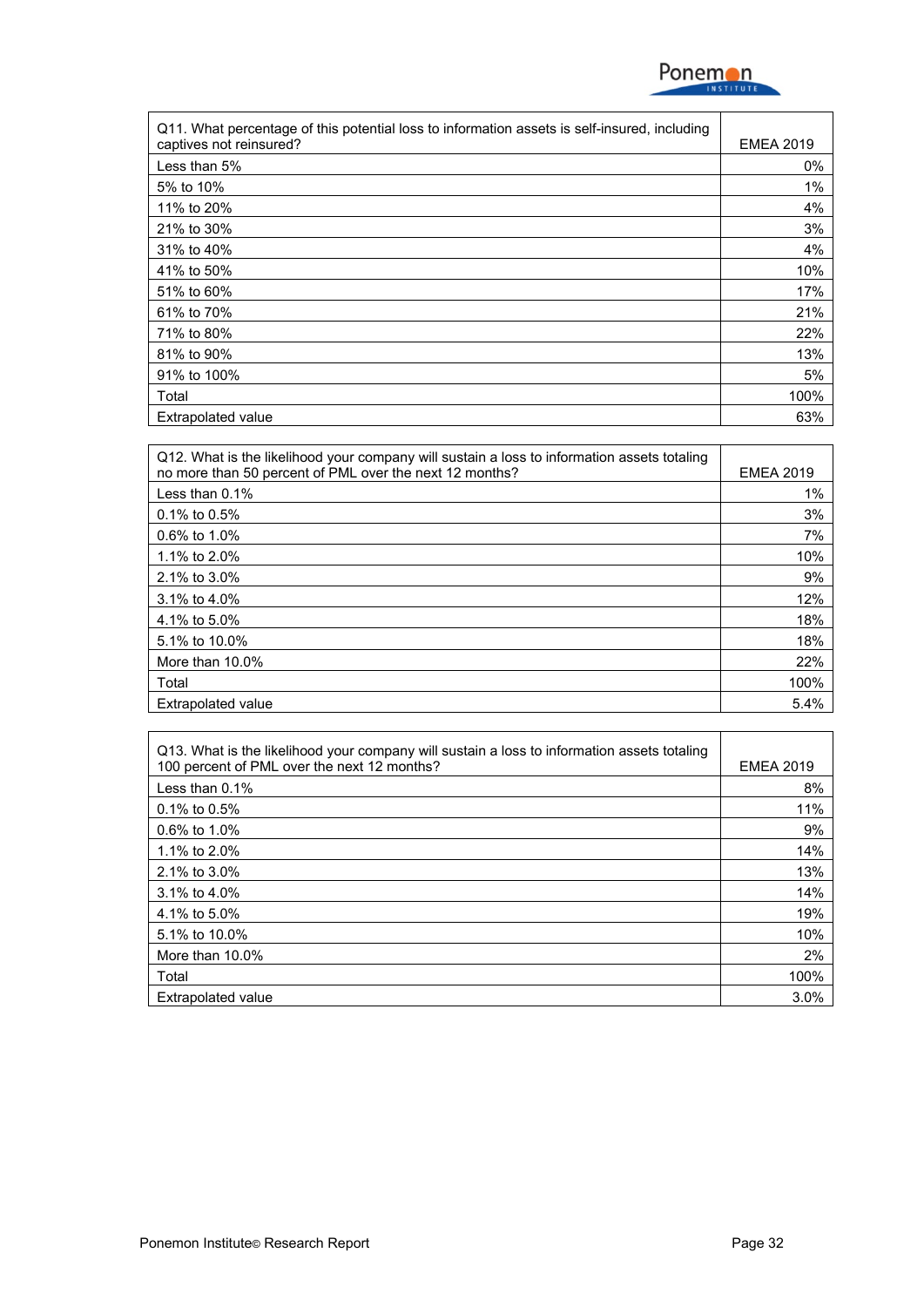| Q11. What percentage of this potential loss to information assets is self-insured, including captives not reinsured? | EMEA 2019 |
|---|---|
| Less than 5% | 0% |
| 5% to 10% | 1% |
| 11% to 20% | 4% |
| 21% to 30% | 3% |
| 31% to 40% | 4% |
| 41% to 50% | 10% |
| 51% to 60% | 17% |
| 61% to 70% | 21% |
| 71% to 80% | 22% |
| 81% to 90% | 13% |
| 91% to 100% | 5% |
| Total | 100% |
| Extrapolated value | 63% |

| Q12. What is the likelihood your company will sustain a loss to information assets totaling no more than 50 percent of PML over the next 12 months? | EMEA 2019 |
|---|---|
| Less than 0.1% | 1% |
| 0.1% to 0.5% | 3% |
| 0.6% to 1.0% | 7% |
| 1.1% to 2.0% | 10% |
| 2.1% to 3.0% | 9% |
| 3.1% to 4.0% | 12% |
| 4.1% to 5.0% | 18% |
| 5.1% to 10.0% | 18% |
| More than 10.0% | 22% |
| Total | 100% |
| Extrapolated value | 5.4% |

| Q13. What is the likelihood your company will sustain a loss to information assets totaling 100 percent of PML over the next 12 months? | EMEA 2019 |
|---|---|
| Less than 0.1% | 8% |
| 0.1% to 0.5% | 11% |
| 0.6% to 1.0% | 9% |
| 1.1% to 2.0% | 14% |
| 2.1% to 3.0% | 13% |
| 3.1% to 4.0% | 14% |
| 4.1% to 5.0% | 19% |
| 5.1% to 10.0% | 10% |
| More than 10.0% | 2% |
| Total | 100% |
| Extrapolated value | 3.0% |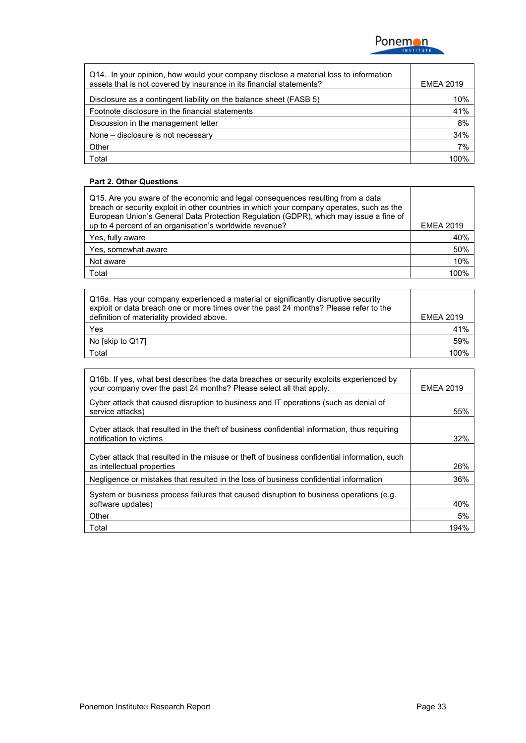| Q14. In your opinion, how would your company disclose a material loss to information assets that is not covered by insurance in its financial statements? | EMEA 2019 |
|---|---|
| Disclosure as a contingent liability on the balance sheet (FASB 5) | 10% |
| Footnote disclosure in the financial statements | 41% |
| Discussion in the management letter | 8% |
| None – disclosure is not necessary | 34% |
| Other | 7% |
| Total | 100% |

**Part 2. Other Questions**

| Q15. Are you aware of the economic and legal consequences resulting from a data breach or security exploit in other countries in which your company operates, such as the European Union's General Data Protection Regulation (GDPR), which may issue a fine of up to 4 percent of an organisation's worldwide revenue? | EMEA 2019 |
|---|---|
| Yes, fully aware | 40% |
| Yes, somewhat aware | 50% |
| Not aware | 10% |
| Total | 100% |

| Q16a. Has your company experienced a material or significantly disruptive security exploit or data breach one or more times over the past 24 months? Please refer to the definition of materiality provided above. | EMEA 2019 |
|---|---|
| Yes | 41% |
| No [skip to Q17] | 59% |
| Total | 100% |

| Q16b. If yes, what best describes the data breaches or security exploits experienced by your company over the past 24 months? Please select all that apply. | EMEA 2019 |
|---|---|
| Cyber attack that caused disruption to business and IT operations (such as denial of service attacks) | 55% |
| Cyber attack that resulted in the theft of business confidential information, thus requiring notification to victims | 32% |
| Cyber attack that resulted in the misuse or theft of business confidential information, such as intellectual properties | 26% |
| Negligence or mistakes that resulted in the loss of business confidential information | 36% |
| System or business process failures that caused disruption to business operations (e.g. software updates) | 40% |
| Other | 5% |
| Total | 194% |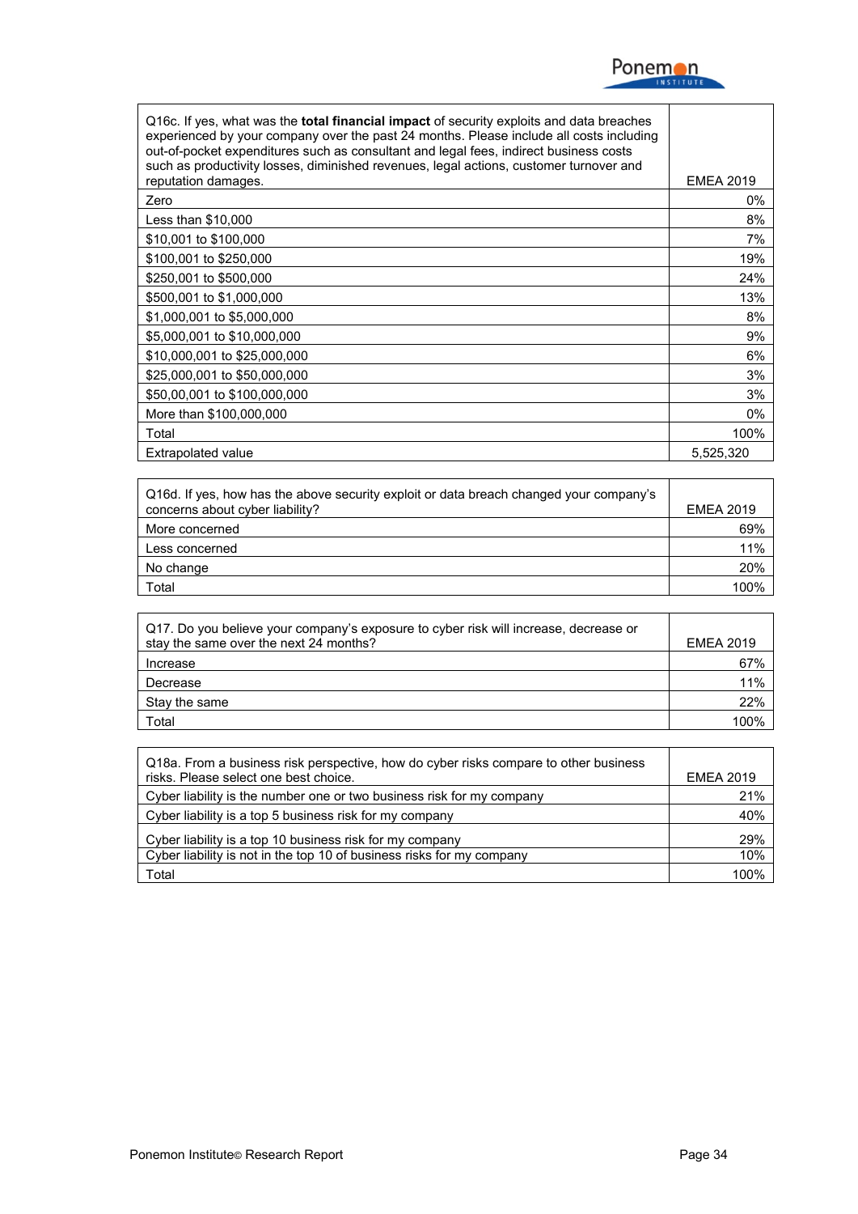| Q16c. If yes, what was the **total financial impact** of security exploits and data breaches experienced by your company over the past 24 months. Please include all costs including out-of-pocket expenditures such as consultant and legal fees, indirect business costs such as productivity losses, diminished revenues, legal actions, customer turnover and reputation damages. | EMEA 2019 |
|---|---|
| Zero | 0% |
| Less than $10,000 | 8% |
| $10,001 to $100,000 | 7% |
| $100,001 to $250,000 | 19% |
| $250,001 to $500,000 | 24% |
| $500,001 to $1,000,000 | 13% |
| $1,000,001 to $5,000,000 | 8% |
| $5,000,001 to $10,000,000 | 9% |
| $10,000,001 to $25,000,000 | 6% |
| $25,000,001 to $50,000,000 | 3% |
| $50,00,001 to $100,000,000 | 3% |
| More than $100,000,000 | 0% |
| Total | 100% |
| Extrapolated value | 5,525,320 |

| Q16d. If yes, how has the above security exploit or data breach changed your company's concerns about cyber liability? | EMEA 2019 |
|---|---|
| More concerned | 69% |
| Less concerned | 11% |
| No change | 20% |
| Total | 100% |

| Q17. Do you believe your company's exposure to cyber risk will increase, decrease or stay the same over the next 24 months? | EMEA 2019 |
|---|---|
| Increase | 67% |
| Decrease | 11% |
| Stay the same | 22% |
| Total | 100% |

| Q18a. From a business risk perspective, how do cyber risks compare to other business risks. Please select one best choice. | EMEA 2019 |
|---|---|
| Cyber liability is the number one or two business risk for my company | 21% |
| Cyber liability is a top 5 business risk for my company | 40% |
| Cyber liability is a top 10 business risk for my company | 29% |
| Cyber liability is not in the top 10 of business risks for my company | 10% |
| Total | 100% |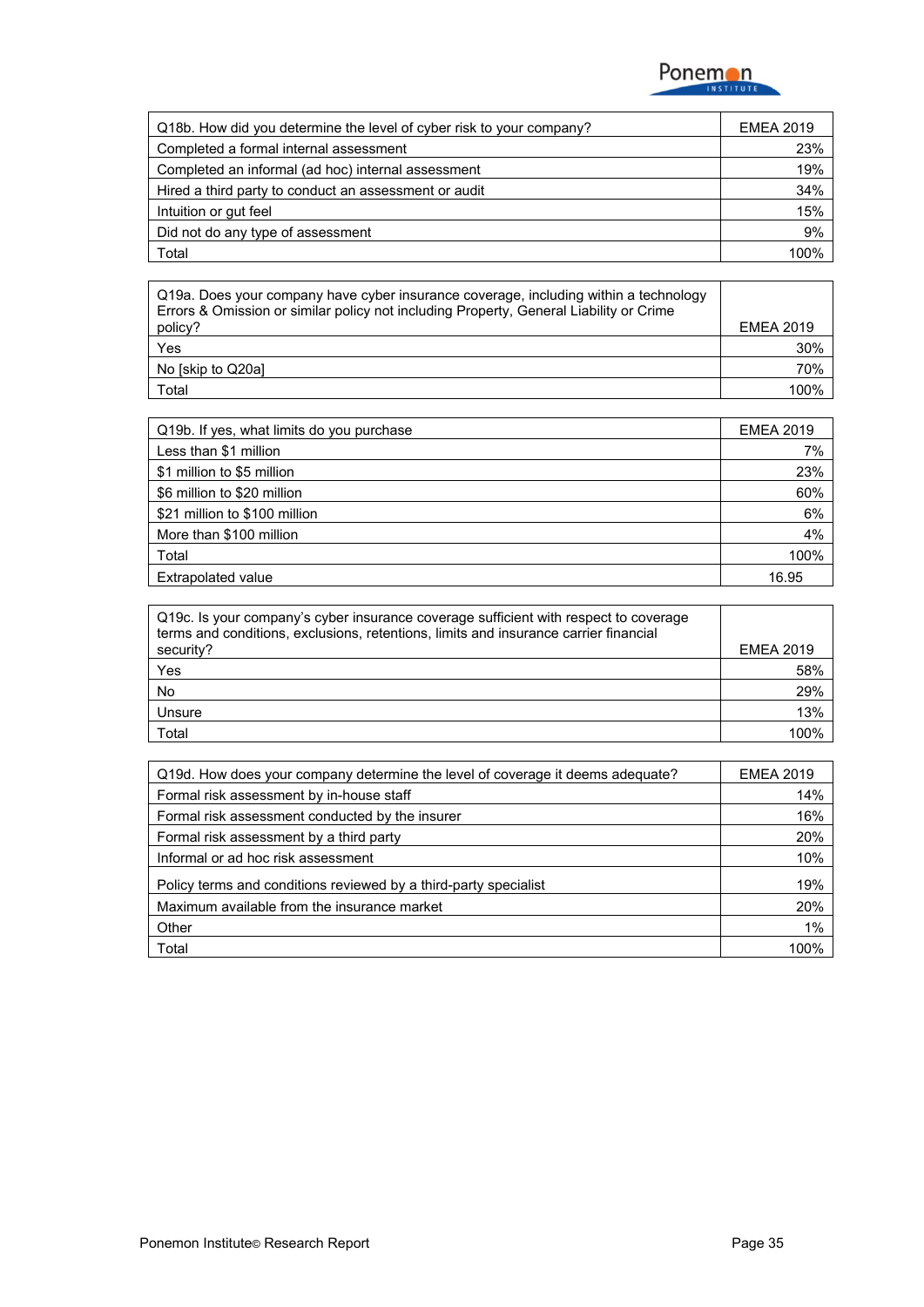| Q18b. How did you determine the level of cyber risk to your company? | EMEA 2019 |
|---|---|
| Completed a formal internal assessment | 23% |
| Completed an informal (ad hoc) internal assessment | 19% |
| Hired a third party to conduct an assessment or audit | 34% |
| Intuition or gut feel | 15% |
| Did not do any type of assessment | 9% |
| Total | 100% |

| Q19a. Does your company have cyber insurance coverage, including within a technology Errors & Omission or similar policy not including Property, General Liability or Crime policy? | EMEA 2019 |
|---|---|
| Yes | 30% |
| No [skip to Q20a] | 70% |
| Total | 100% |

| Q19b. If yes, what limits do you purchase | EMEA 2019 |
|---|---|
| Less than $1 million | 7% |
| $1 million to $5 million | 23% |
| $6 million to $20 million | 60% |
| $21 million to $100 million | 6% |
| More than $100 million | 4% |
| Total | 100% |
| Extrapolated value | 16.95 |

| Q19c. Is your company's cyber insurance coverage sufficient with respect to coverage terms and conditions, exclusions, retentions, limits and insurance carrier financial security? | EMEA 2019 |
|---|---|
| Yes | 58% |
| No | 29% |
| Unsure | 13% |
| Total | 100% |

| Q19d. How does your company determine the level of coverage it deems adequate? | EMEA 2019 |
|---|---|
| Formal risk assessment by in-house staff | 14% |
| Formal risk assessment conducted by the insurer | 16% |
| Formal risk assessment by a third party | 20% |
| Informal or ad hoc risk assessment | 10% |
| Policy terms and conditions reviewed by a third-party specialist | 19% |
| Maximum available from the insurance market | 20% |
| Other | 1% |
| Total | 100% |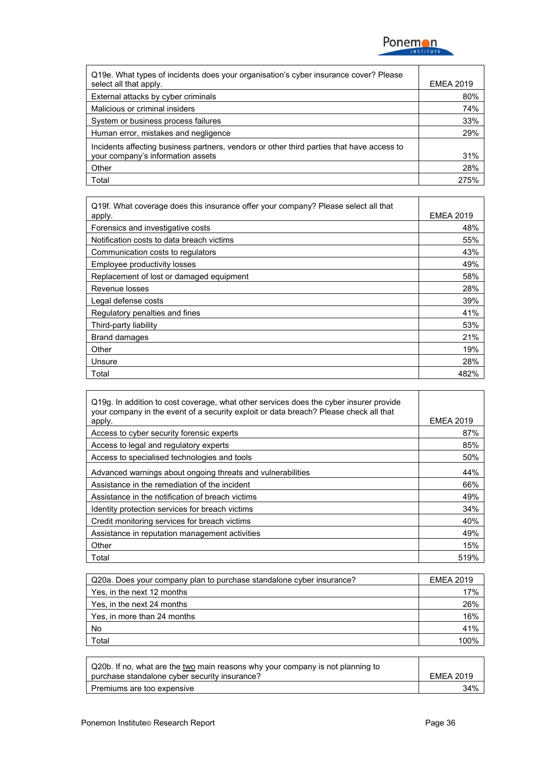| Q19e. What types of incidents does your organisation's cyber insurance cover? Please select all that apply. | EMEA 2019 |
|---|---|
| External attacks by cyber criminals | 80% |
| Malicious or criminal insiders | 74% |
| System or business process failures | 33% |
| Human error, mistakes and negligence | 29% |
| Incidents affecting business partners, vendors or other third parties that have access to your company's information assets | 31% |
| Other | 28% |
| Total | 275% |

| Q19f. What coverage does this insurance offer your company? Please select all that apply. | EMEA 2019 |
|---|---|
| Forensics and investigative costs | 48% |
| Notification costs to data breach victims | 55% |
| Communication costs to regulators | 43% |
| Employee productivity losses | 49% |
| Replacement of lost or damaged equipment | 58% |
| Revenue losses | 28% |
| Legal defense costs | 39% |
| Regulatory penalties and fines | 41% |
| Third-party liability | 53% |
| Brand damages | 21% |
| Other | 19% |
| Unsure | 28% |
| Total | 482% |

| Q19g. In addition to cost coverage, what other services does the cyber insurer provide your company in the event of a security exploit or data breach? Please check all that apply. | EMEA 2019 |
|---|---|
| Access to cyber security forensic experts | 87% |
| Access to legal and regulatory experts | 85% |
| Access to specialised technologies and tools | 50% |
| Advanced warnings about ongoing threats and vulnerabilities | 44% |
| Assistance in the remediation of the incident | 66% |
| Assistance in the notification of breach victims | 49% |
| Identity protection services for breach victims | 34% |
| Credit monitoring services for breach victims | 40% |
| Assistance in reputation management activities | 49% |
| Other | 15% |
| Total | 519% |

| Q20a. Does your company plan to purchase standalone cyber insurance? | EMEA 2019 |
|---|---|
| Yes, in the next 12 months | 17% |
| Yes, in the next 24 months | 26% |
| Yes, in more than 24 months | 16% |
| No | 41% |
| Total | 100% |

| Q20b. If no, what are the two main reasons why your company is not planning to purchase standalone cyber security insurance? | EMEA 2019 |
|---|---|
| Premiums are too expensive | 34% |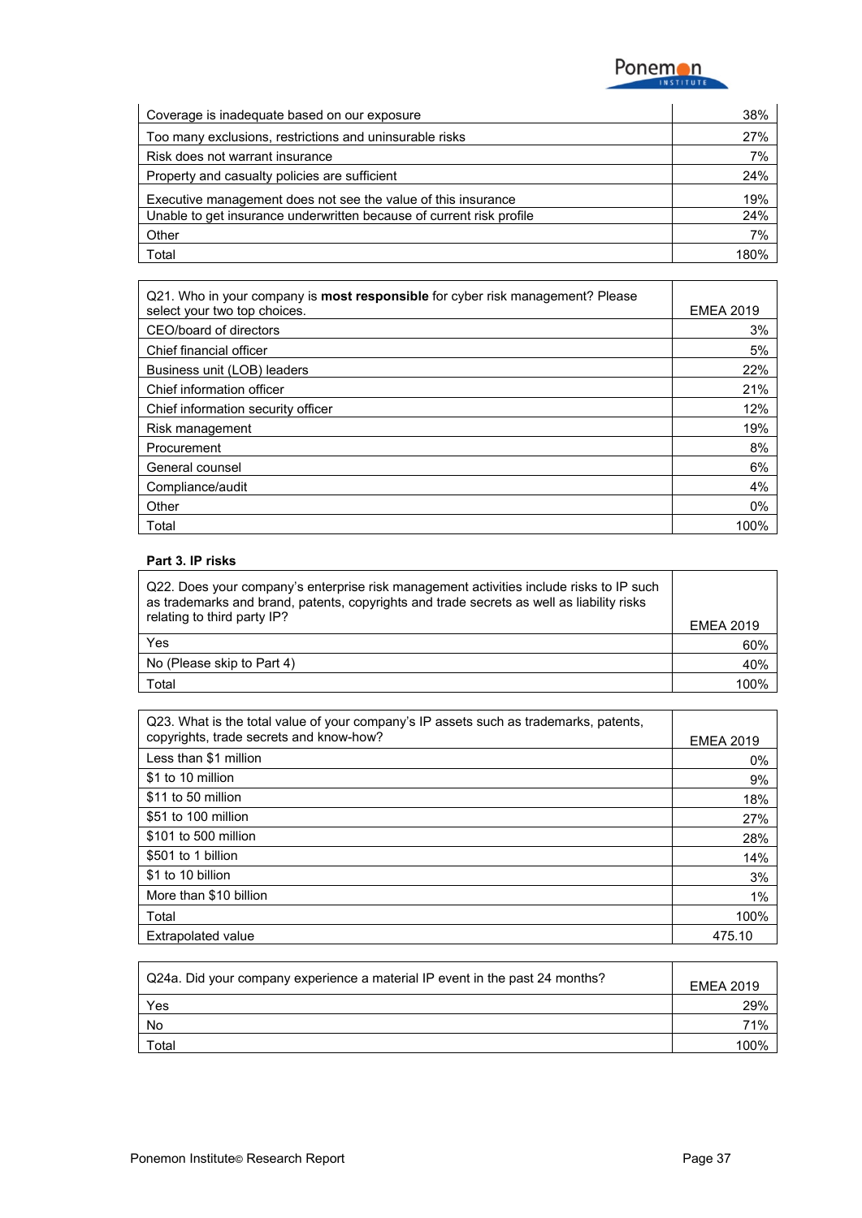| | |
|---|---|
| Coverage is inadequate based on our exposure | 38% |
| Too many exclusions, restrictions and uninsurable risks | 27% |
| Risk does not warrant insurance | 7% |
| Property and casualty policies are sufficient | 24% |
| Executive management does not see the value of this insurance | 19% |
| Unable to get insurance underwritten because of current risk profile | 24% |
| Other | 7% |
| Total | 180% |

| Q21. Who in your company is **most responsible** for cyber risk management? Please select your two top choices. | EMEA 2019 |
|---|---|
| CEO/board of directors | 3% |
| Chief financial officer | 5% |
| Business unit (LOB) leaders | 22% |
| Chief information officer | 21% |
| Chief information security officer | 12% |
| Risk management | 19% |
| Procurement | 8% |
| General counsel | 6% |
| Compliance/audit | 4% |
| Other | 0% |
| Total | 100% |

**Part 3. IP risks**

| Q22. Does your company's enterprise risk management activities include risks to IP such as trademarks and brand, patents, copyrights and trade secrets as well as liability risks relating to third party IP? | EMEA 2019 |
|---|---|
| Yes | 60% |
| No (Please skip to Part 4) | 40% |
| Total | 100% |

| Q23. What is the total value of your company's IP assets such as trademarks, patents, copyrights, trade secrets and know-how? | EMEA 2019 |
|---|---|
| Less than $1 million | 0% |
| $1 to 10 million | 9% |
| $11 to 50 million | 18% |
| $51 to 100 million | 27% |
| $101 to 500 million | 28% |
| $501 to 1 billion | 14% |
| $1 to 10 billion | 3% |
| More than $10 billion | 1% |
| Total | 100% |
| Extrapolated value | 475.10 |

| Q24a. Did your company experience a material IP event in the past 24 months? | EMEA 2019 |
|---|---|
| Yes | 29% |
| No | 71% |
| Total | 100% |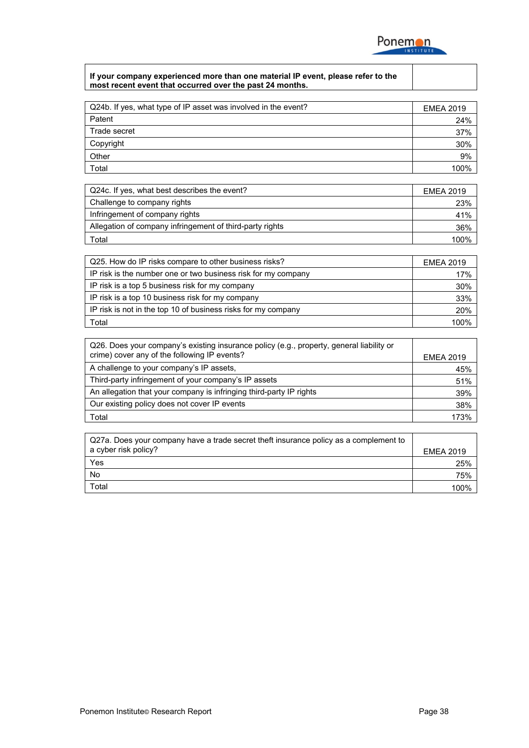| If your company experienced more than one material IP event, please refer to the most recent event that occurred over the past 24 months. | |
|---|---|

| Q24b. If yes, what type of IP asset was involved in the event? | EMEA 2019 |
|---|---|
| Patent | 24% |
| Trade secret | 37% |
| Copyright | 30% |
| Other | 9% |
| Total | 100% |

| Q24c. If yes, what best describes the event? | EMEA 2019 |
|---|---|
| Challenge to company rights | 23% |
| Infringement of company rights | 41% |
| Allegation of company infringement of third-party rights | 36% |
| Total | 100% |

| Q25. How do IP risks compare to other business risks? | EMEA 2019 |
|---|---|
| IP risk is the number one or two business risk for my company | 17% |
| IP risk is a top 5 business risk for my company | 30% |
| IP risk is a top 10 business risk for my company | 33% |
| IP risk is not in the top 10 of business risks for my company | 20% |
| Total | 100% |

| Q26. Does your company's existing insurance policy (e.g., property, general liability or crime) cover any of the following IP events? | EMEA 2019 |
|---|---|
| A challenge to your company's IP assets, | 45% |
| Third-party infringement of your company's IP assets | 51% |
| An allegation that your company is infringing third-party IP rights | 39% |
| Our existing policy does not cover IP events | 38% |
| Total | 173% |

| Q27a. Does your company have a trade secret theft insurance policy as a complement to a cyber risk policy? | EMEA 2019 |
|---|---|
| Yes | 25% |
| No | 75% |
| Total | 100% |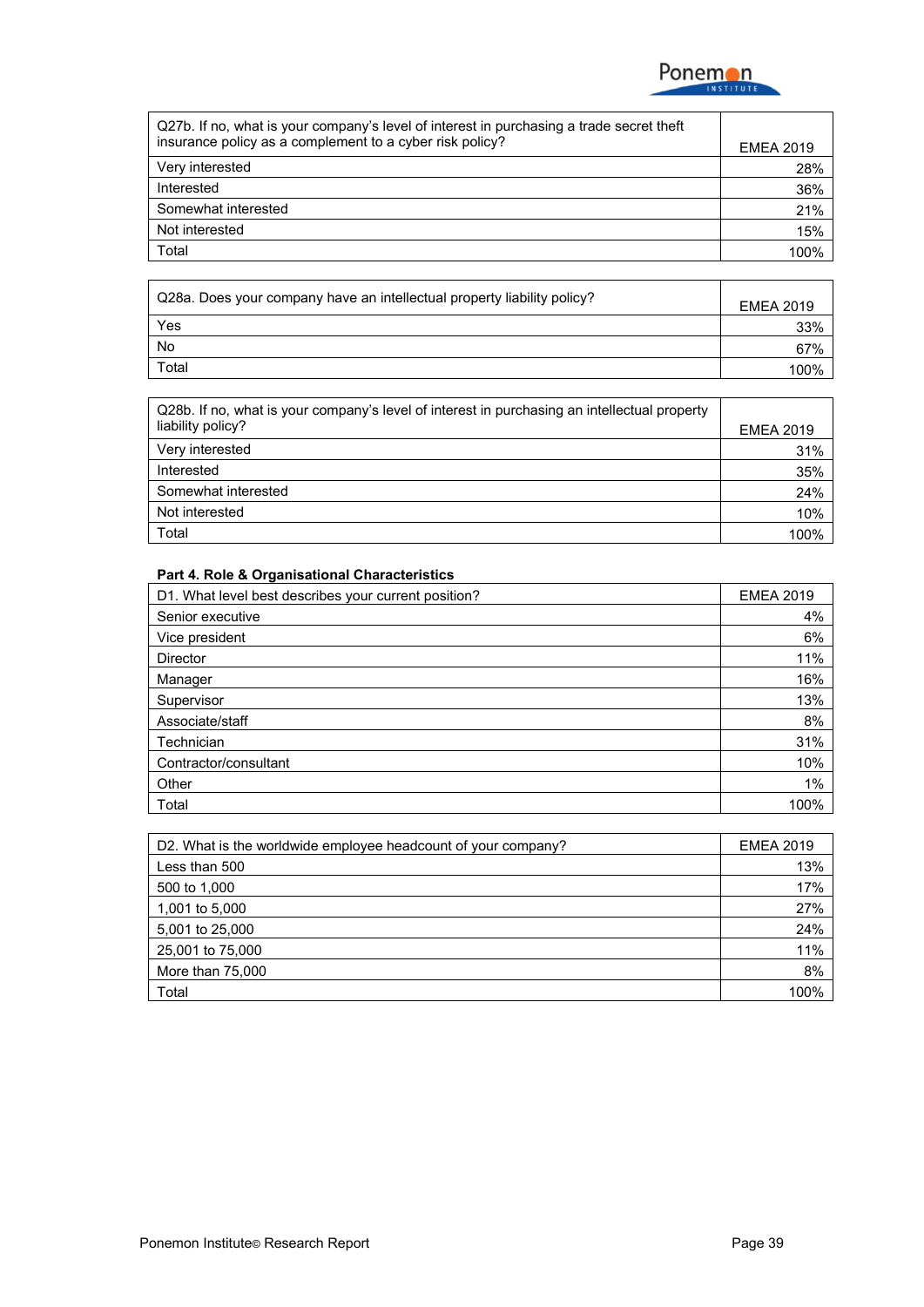| Q27b. If no, what is your company's level of interest in purchasing a trade secret theft insurance policy as a complement to a cyber risk policy? | EMEA 2019 |
|---|---|
| Very interested | 28% |
| Interested | 36% |
| Somewhat interested | 21% |
| Not interested | 15% |
| Total | 100% |

| Q28a. Does your company have an intellectual property liability policy? | EMEA 2019 |
|---|---|
| Yes | 33% |
| No | 67% |
| Total | 100% |

| Q28b. If no, what is your company's level of interest in purchasing an intellectual property liability policy? | EMEA 2019 |
|---|---|
| Very interested | 31% |
| Interested | 35% |
| Somewhat interested | 24% |
| Not interested | 10% |
| Total | 100% |

**Part 4. Role & Organisational Characteristics**

| D1. What level best describes your current position? | EMEA 2019 |
|---|---|
| Senior executive | 4% |
| Vice president | 6% |
| Director | 11% |
| Manager | 16% |
| Supervisor | 13% |
| Associate/staff | 8% |
| Technician | 31% |
| Contractor/consultant | 10% |
| Other | 1% |
| Total | 100% |

| D2. What is the worldwide employee headcount of your company? | EMEA 2019 |
|---|---|
| Less than 500 | 13% |
| 500 to 1,000 | 17% |
| 1,001 to 5,000 | 27% |
| 5,001 to 25,000 | 24% |
| 25,001 to 75,000 | 11% |
| More than 75,000 | 8% |
| Total | 100% |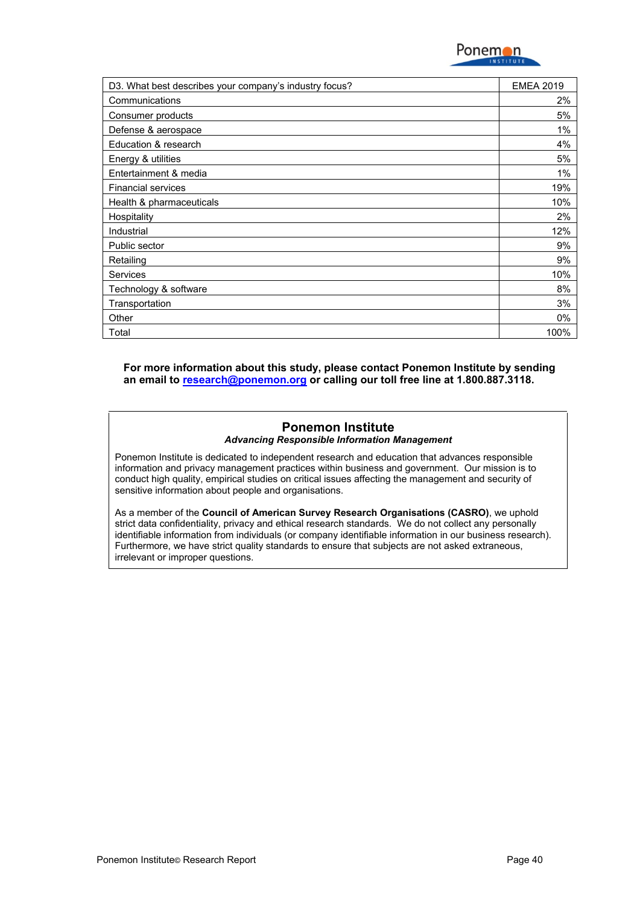| D3. What best describes your company's industry focus? | EMEA 2019 |
|---|---|
| Communications | 2% |
| Consumer products | 5% |
| Defense & aerospace | 1% |
| Education & research | 4% |
| Energy & utilities | 5% |
| Entertainment & media | 1% |
| Financial services | 19% |
| Health & pharmaceuticals | 10% |
| Hospitality | 2% |
| Industrial | 12% |
| Public sector | 9% |
| Retailing | 9% |
| Services | 10% |
| Technology & software | 8% |
| Transportation | 3% |
| Other | 0% |
| Total | 100% |

**For more information about this study, please contact Ponemon Institute by sending an email to research@ponemon.org or calling our toll free line at 1.800.887.3118.**

## Ponemon Institute

***Advancing Responsible Information Management***

Ponemon Institute is dedicated to independent research and education that advances responsible information and privacy management practices within business and government. Our mission is to conduct high quality, empirical studies on critical issues affecting the management and security of sensitive information about people and organisations.

As a member of the **Council of American Survey Research Organisations (CASRO)**, we uphold strict data confidentiality, privacy and ethical research standards. We do not collect any personally identifiable information from individuals (or company identifiable information in our business research). Furthermore, we have strict quality standards to ensure that subjects are not asked extraneous, irrelevant or improper questions.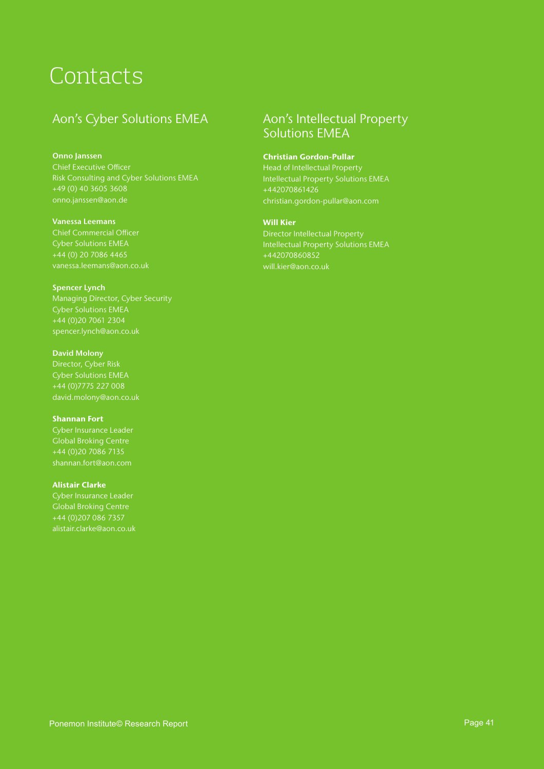# Contacts

## Aon's Cyber Solutions EMEA

**Onno Janssen**
Chief Executive Officer
Risk Consulting and Cyber Solutions EMEA
+49 (0) 40 3605 3608
onno.janssen@aon.de

**Vanessa Leemans**
Chief Commercial Officer
Cyber Solutions EMEA
+44 (0) 20 7086 4465
vanessa.leemans@aon.co.uk

**Spencer Lynch**
Managing Director, Cyber Security
Cyber Solutions EMEA
+44 (0)20 7061 2304
spencer.lynch@aon.co.uk

**David Molony**
Director, Cyber Risk
Cyber Solutions EMEA
+44 (0)7775 227 008
david.molony@aon.co.uk

**Shannan Fort**
Cyber Insurance Leader
Global Broking Centre
+44 (0)20 7086 7135
shannan.fort@aon.com

**Alistair Clarke**
Cyber Insurance Leader
Global Broking Centre
+44 (0)207 086 7357
alistair.clarke@aon.co.uk

## Aon's Intellectual Property Solutions EMEA

**Christian Gordon-Pullar**
Head of Intellectual Property
Intellectual Property Solutions EMEA
+442070861426
christian.gordon-pullar@aon.com

**Will Kier**
Director Intellectual Property
Intellectual Property Solutions EMEA
+442070860852
will.kier@aon.co.uk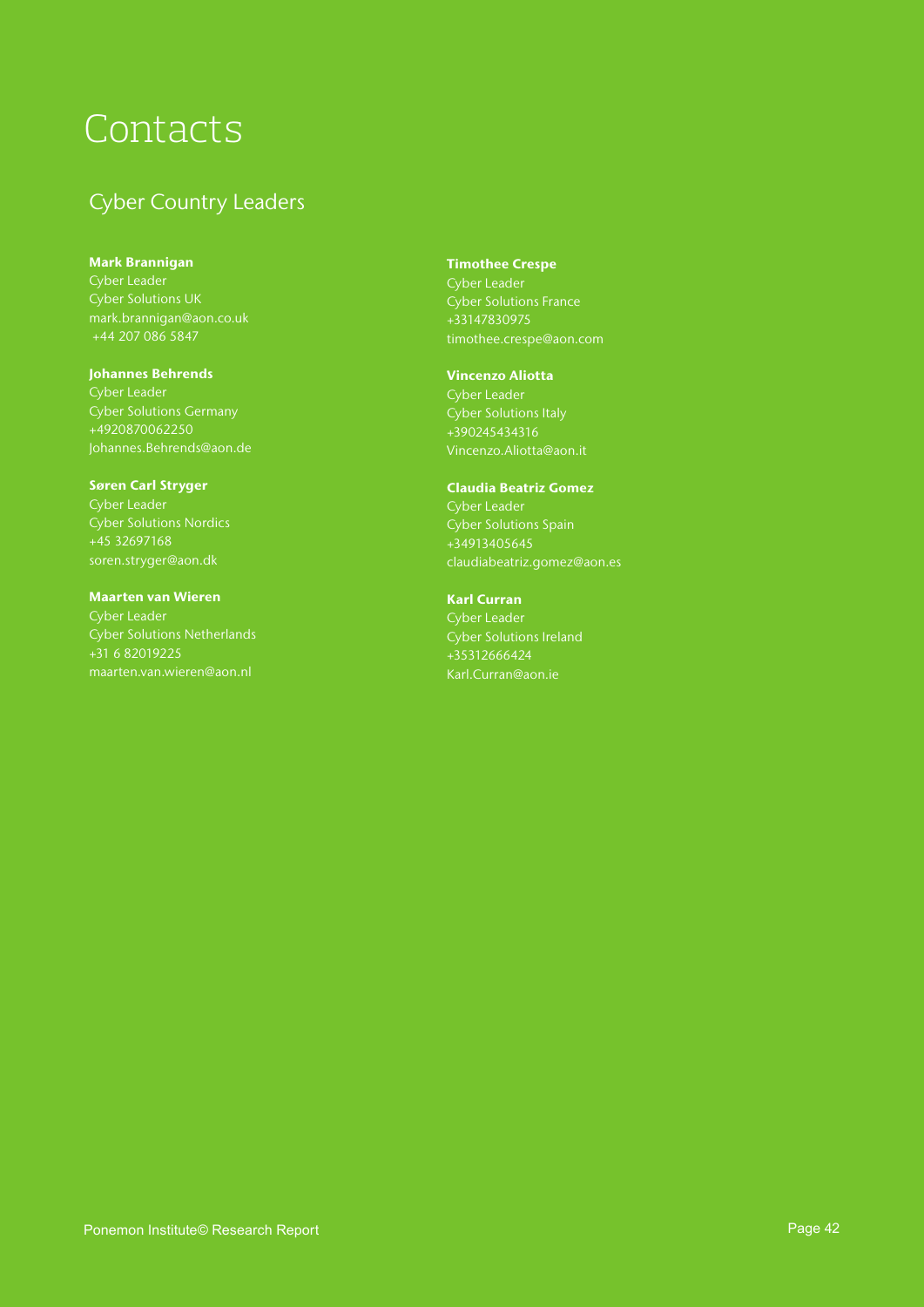# Contacts

## Cyber Country Leaders

**Mark Brannigan**
Cyber Leader
Cyber Solutions UK
mark.brannigan@aon.co.uk
+44 207 086 5847

**Johannes Behrends**
Cyber Leader
Cyber Solutions Germany
+4920870062250
Johannes.Behrends@aon.de

**Søren Carl Stryger**
Cyber Leader
Cyber Solutions Nordics
+45 32697168
soren.stryger@aon.dk

**Maarten van Wieren**
Cyber Leader
Cyber Solutions Netherlands
+31 6 82019225
maarten.van.wieren@aon.nl

**Timothee Crespe**
Cyber Leader
Cyber Solutions France
+33147830975
timothee.crespe@aon.com

**Vincenzo Aliotta**
Cyber Leader
Cyber Solutions Italy
+390245434316
Vincenzo.Aliotta@aon.it

**Claudia Beatriz Gomez**
Cyber Leader
Cyber Solutions Spain
+34913405645
claudiabeatriz.gomez@aon.es

**Karl Curran**
Cyber Leader
Cyber Solutions Ireland
+35312666424
Karl.Curran@aon.ie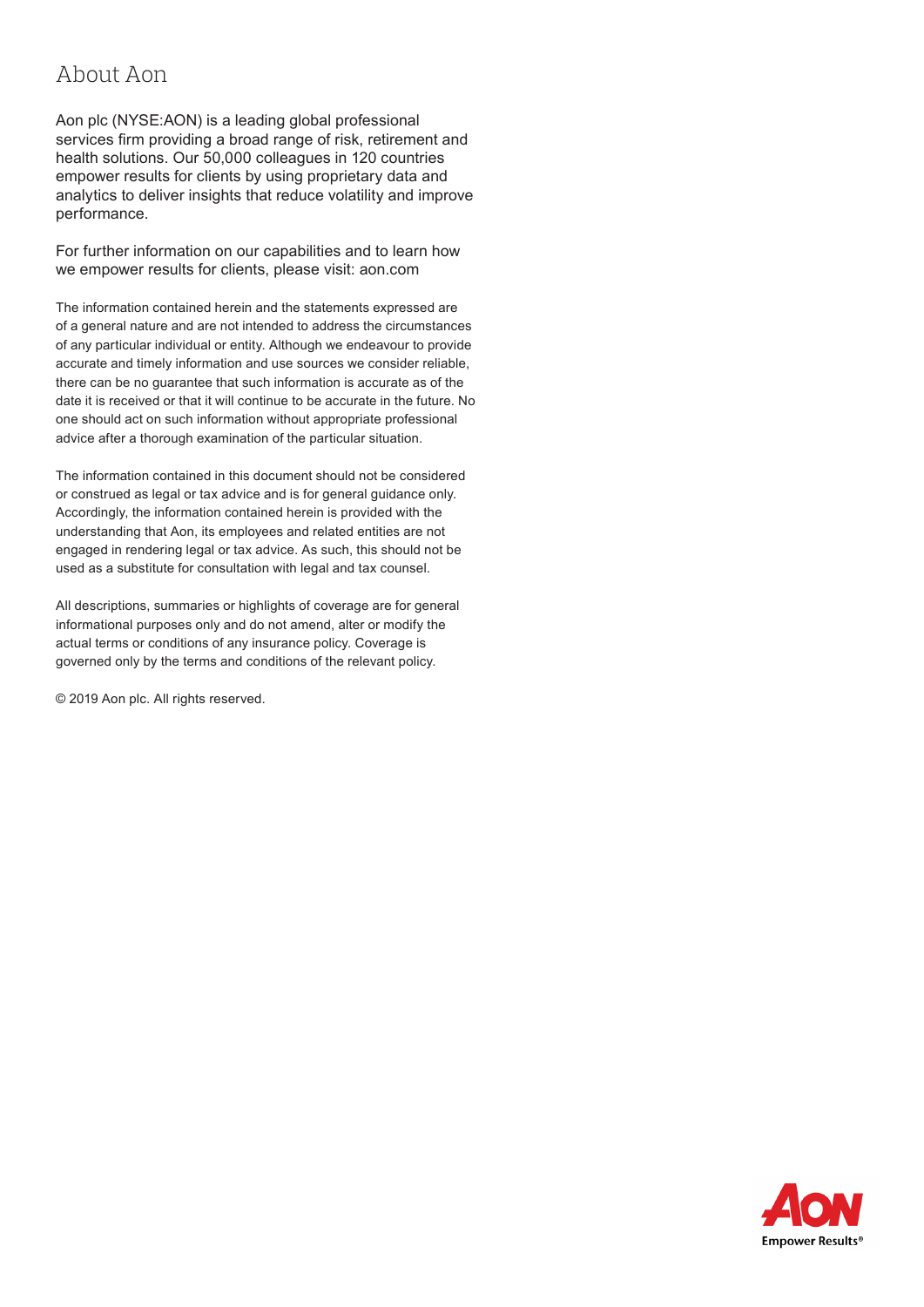## About Aon

Aon plc (NYSE:AON) is a leading global professional services firm providing a broad range of risk, retirement and health solutions. Our 50,000 colleagues in 120 countries empower results for clients by using proprietary data and analytics to deliver insights that reduce volatility and improve performance.

For further information on our capabilities and to learn how we empower results for clients, please visit: aon.com

The information contained herein and the statements expressed are of a general nature and are not intended to address the circumstances of any particular individual or entity. Although we endeavour to provide accurate and timely information and use sources we consider reliable, there can be no guarantee that such information is accurate as of the date it is received or that it will continue to be accurate in the future. No one should act on such information without appropriate professional advice after a thorough examination of the particular situation.

The information contained in this document should not be considered or construed as legal or tax advice and is for general guidance only. Accordingly, the information contained herein is provided with the understanding that Aon, its employees and related entities are not engaged in rendering legal or tax advice. As such, this should not be used as a substitute for consultation with legal and tax counsel.

All descriptions, summaries or highlights of coverage are for general informational purposes only and do not amend, alter or modify the actual terms or conditions of any insurance policy. Coverage is governed only by the terms and conditions of the relevant policy.

© 2019 Aon plc. All rights reserved.

Aon

Empower Results®